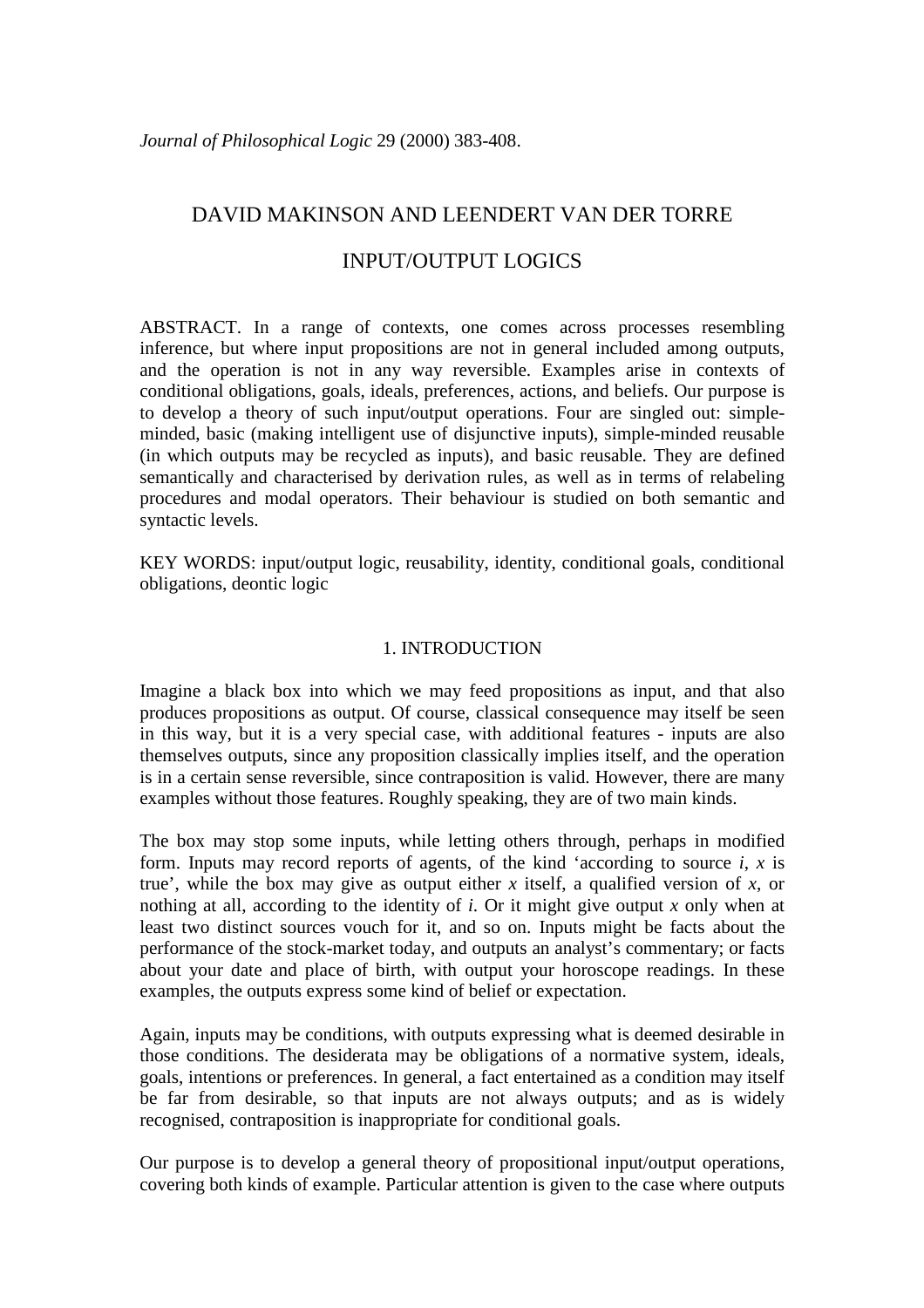*Journal of Philosophical Logic* 29 (2000) 383-408.

# DAVID MAKINSON AND LEENDERT VAN DER TORRE

# INPUT/OUTPUT LOGICS

ABSTRACT. In a range of contexts, one comes across processes resembling inference, but where input propositions are not in general included among outputs, and the operation is not in any way reversible. Examples arise in contexts of conditional obligations, goals, ideals, preferences, actions, and beliefs. Our purpose is to develop a theory of such input/output operations. Four are singled out: simple-minded, basic (making intelligent use of disjunctive inputs), simple-minded reusable (in which outputs may be recycled as inputs), and basic reusable. They are defined semantically and characterised by derivation rules, as well as in terms of relabeling procedures and modal operators. Their behaviour is studied on both semantic and syntactic levels.

KEY WORDS: input/output logic, reusability, identity, conditional goals, conditional obligations, deontic logic

## 1. INTRODUCTION

Imagine a black box into which we may feed propositions as input, and that also produces propositions as output. Of course, classical consequence may itself be seen in this way, but it is a very special case, with additional features - inputs are also themselves outputs, since any proposition classically implies itself, and the operation is in a certain sense reversible, since contraposition is valid. However, there are many examples without those features. Roughly speaking, they are of two main kinds.

The box may stop some inputs, while letting others through, perhaps in modified form. Inputs may record reports of agents, of the kind 'according to source *i*, *x* is true', while the box may give as output either *x* itself, a qualified version of *x*, or nothing at all, according to the identity of *i.* Or it might give output *x* only when at least two distinct sources vouch for it, and so on. Inputs might be facts about the performance of the stock-market today, and outputs an analyst's commentary; or facts about your date and place of birth, with output your horoscope readings. In these examples, the outputs express some kind of belief or expectation.

Again, inputs may be conditions, with outputs expressing what is deemed desirable in those conditions. The desiderata may be obligations of a normative system, ideals, goals, intentions or preferences. In general, a fact entertained as a condition may itself be far from desirable, so that inputs are not always outputs; and as is widely recognised, contraposition is inappropriate for conditional goals.

Our purpose is to develop a general theory of propositional input/output operations, covering both kinds of example. Particular attention is given to the case where outputs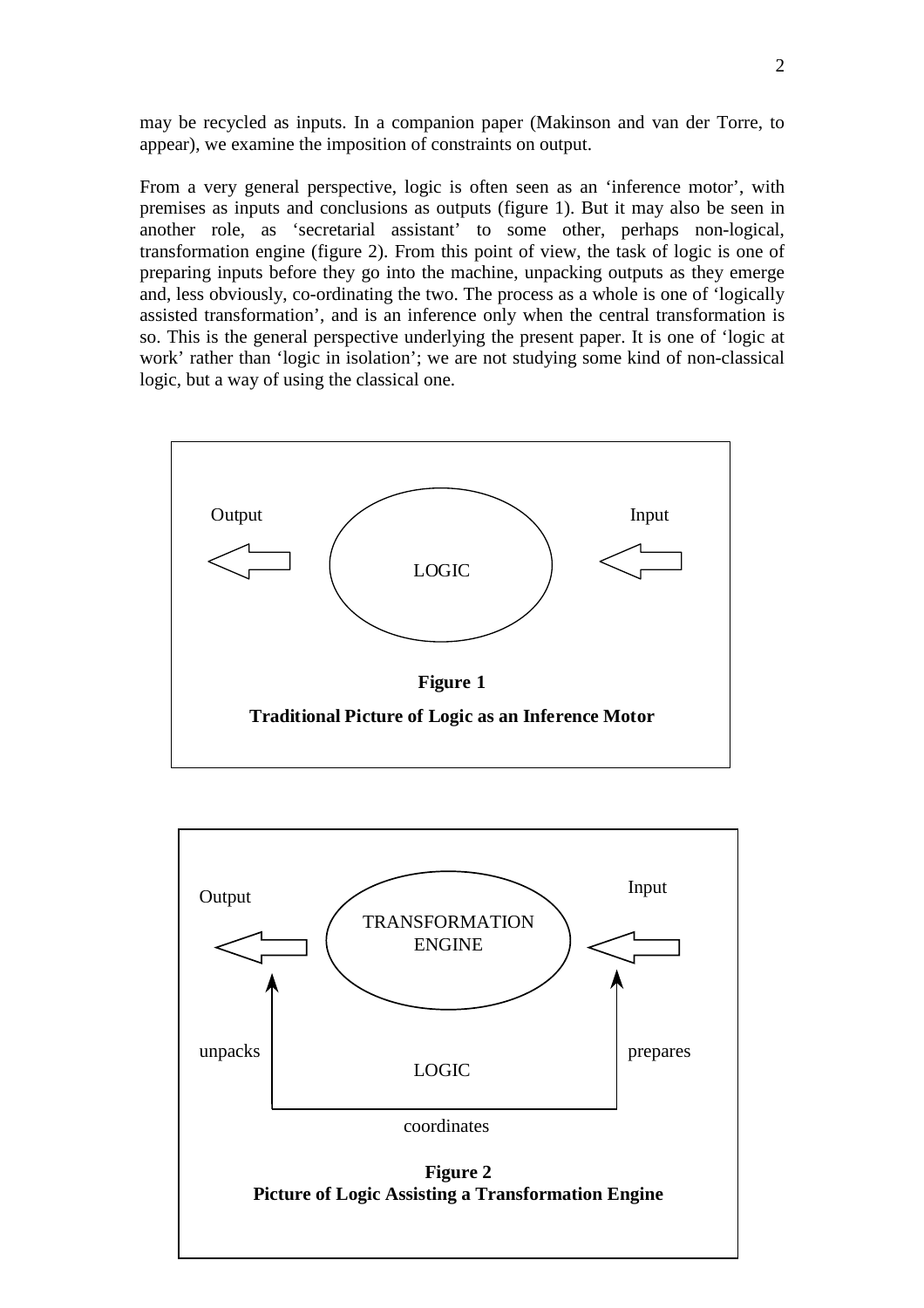may be recycled as inputs. In a companion paper (Makinson and van der Torre, to appear), we examine the imposition of constraints on output.

From a very general perspective, logic is often seen as an 'inference motor', with premises as inputs and conclusions as outputs (figure 1). But it may also be seen in another role, as 'secretarial assistant' to some other, perhaps non-logical, transformation engine (figure 2). From this point of view, the task of logic is one of preparing inputs before they go into the machine, unpacking outputs as they emerge and, less obviously, co-ordinating the two. The process as a whole is one of 'logically assisted transformation', and is an inference only when the central transformation is so. This is the general perspective underlying the present paper. It is one of 'logic at work' rather than 'logic in isolation'; we are not studying some kind of non-classical logic, but a way of using the classical one.

Output — LOGIC — Input

**Figure 1**

**Traditional Picture of Logic as an Inference Motor**

Output — TRANSFORMATION ENGINE — Input

unpacks — LOGIC — prepares

coordinates

**Figure 2**
**Picture of Logic Assisting a Transformation Engine**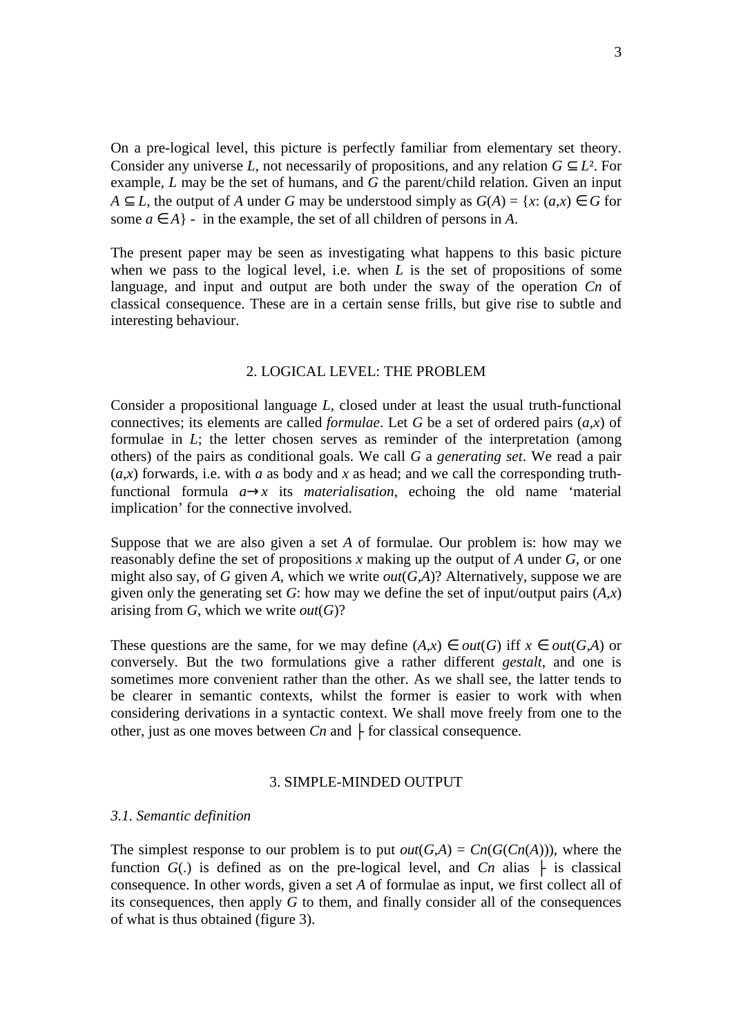On a pre-logical level, this picture is perfectly familiar from elementary set theory. Consider any universe $L$, not necessarily of propositions, and any relation $G \subseteq L^2$. For example, $L$ may be the set of humans, and $G$ the parent/child relation. Given an input $A \subseteq L$, the output of $A$ under $G$ may be understood simply as $G(A) = \{x: (a,x) \in G$ for some $a \in A\}$ - in the example, the set of all children of persons in $A$.

The present paper may be seen as investigating what happens to this basic picture when we pass to the logical level, i.e. when $L$ is the set of propositions of some language, and input and output are both under the sway of the operation $Cn$ of classical consequence. These are in a certain sense frills, but give rise to subtle and interesting behaviour.

## 2. LOGICAL LEVEL: THE PROBLEM

Consider a propositional language $L$, closed under at least the usual truth-functional connectives; its elements are called *formulae*. Let $G$ be a set of ordered pairs $(a,x)$ of formulae in $L$; the letter chosen serves as reminder of the interpretation (among others) of the pairs as conditional goals. We call $G$ a *generating set*. We read a pair $(a,x)$ forwards, i.e. with $a$ as body and $x$ as head; and we call the corresponding truth-functional formula $a \rightarrow x$ its *materialisation*, echoing the old name 'material implication' for the connective involved.

Suppose that we are also given a set $A$ of formulae. Our problem is: how may we reasonably define the set of propositions $x$ making up the output of $A$ under $G$, or one might also say, of $G$ given $A$, which we write $out(G,A)$? Alternatively, suppose we are given only the generating set $G$: how may we define the set of input/output pairs $(A,x)$ arising from $G$, which we write $out(G)$?

These questions are the same, for we may define $(A,x) \in out(G)$ iff $x \in out(G,A)$ or conversely. But the two formulations give a rather different *gestalt*, and one is sometimes more convenient rather than the other. As we shall see, the latter tends to be clearer in semantic contexts, whilst the former is easier to work with when considering derivations in a syntactic context. We shall move freely from one to the other, just as one moves between $Cn$ and $\vdash$ for classical consequence.

## 3. SIMPLE-MINDED OUTPUT

### *3.1. Semantic definition*

The simplest response to our problem is to put $out(G,A) = Cn(G(Cn(A)))$, where the function $G(.)$ is defined as on the pre-logical level, and $Cn$ alias $\vdash$ is classical consequence. In other words, given a set $A$ of formulae as input, we first collect all of its consequences, then apply $G$ to them, and finally consider all of the consequences of what is thus obtained (figure 3).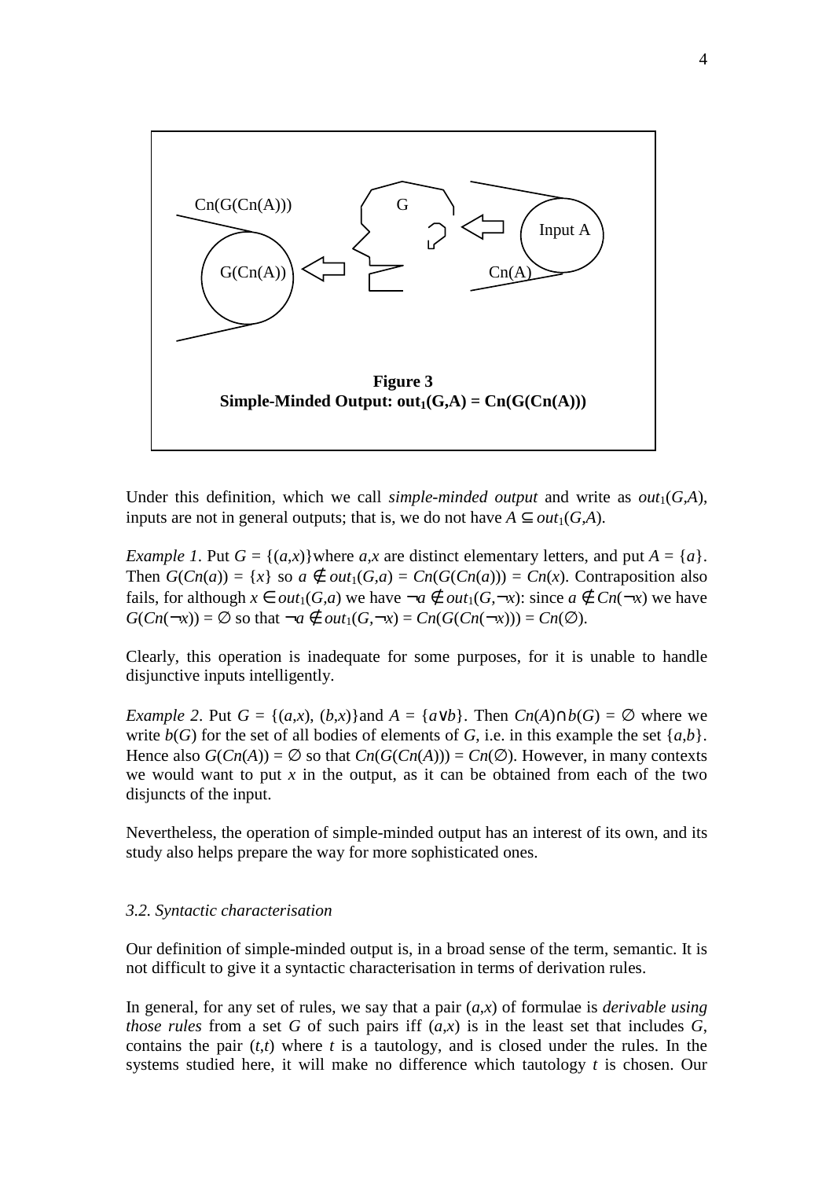Cn(G(Cn(A))) G Input A G(Cn(A)) Cn(A)

**Figure 3**
**Simple-Minded Output: $out_1(G,A) = Cn(G(Cn(A)))$**

Under this definition, which we call *simple-minded output* and write as $out_1(G,A)$, inputs are not in general outputs; that is, we do not have $A \subseteq out_1(G,A)$.

*Example 1*. Put $G = \{(a,x)\}$where $a,x$ are distinct elementary letters, and put $A = \{a\}$. Then $G(Cn(a)) = \{x\}$ so $a \notin out_1(G,a) = Cn(G(Cn(a))) = Cn(x)$. Contraposition also fails, for although $x \in out_1(G,a)$ we have $\neg a \notin out_1(G,\neg x)$: since $a \notin Cn(\neg x)$ we have $G(Cn(\neg x)) = \emptyset$ so that $\neg a \notin out_1(G,\neg x) = Cn(G(Cn(\neg x))) = Cn(\emptyset)$.

Clearly, this operation is inadequate for some purposes, for it is unable to handle disjunctive inputs intelligently.

*Example 2*. Put $G = \{(a,x), (b,x)\}$and $A = \{a \vee b\}$. Then $Cn(A) \cap b(G) = \emptyset$ where we write $b(G)$ for the set of all bodies of elements of $G$, i.e. in this example the set $\{a,b\}$. Hence also $G(Cn(A)) = \emptyset$ so that $Cn(G(Cn(A))) = Cn(\emptyset)$. However, in many contexts we would want to put $x$ in the output, as it can be obtained from each of the two disjuncts of the input.

Nevertheless, the operation of simple-minded output has an interest of its own, and its study also helps prepare the way for more sophisticated ones.

### *3.2. Syntactic characterisation*

Our definition of simple-minded output is, in a broad sense of the term, semantic. It is not difficult to give it a syntactic characterisation in terms of derivation rules.

In general, for any set of rules, we say that a pair $(a,x)$ of formulae is *derivable using those rules* from a set $G$ of such pairs iff $(a,x)$ is in the least set that includes $G$, contains the pair $(t,t)$ where $t$ is a tautology, and is closed under the rules. In the systems studied here, it will make no difference which tautology $t$ is chosen. Our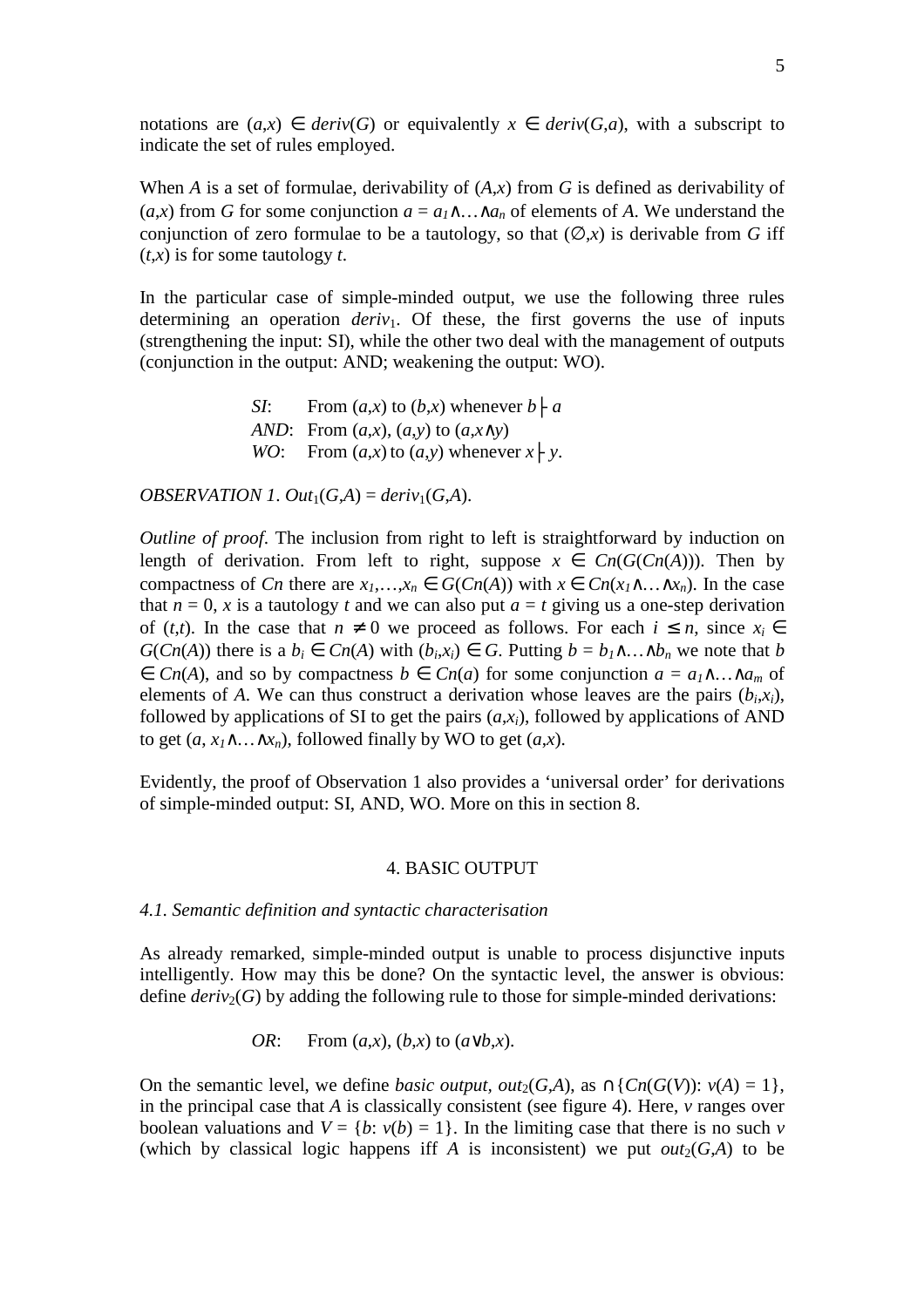notations are $(a,x) \in deriv(G)$ or equivalently $x \in deriv(G,a)$, with a subscript to indicate the set of rules employed.

When $A$ is a set of formulae, derivability of $(A,x)$ from $G$ is defined as derivability of $(a,x)$ from $G$ for some conjunction $a = a_1 \wedge \ldots \wedge a_n$ of elements of $A$. We understand the conjunction of zero formulae to be a tautology, so that $(\emptyset,x)$ is derivable from $G$ iff $(t,x)$ is for some tautology $t$.

In the particular case of simple-minded output, we use the following three rules determining an operation $deriv_1$. Of these, the first governs the use of inputs (strengthening the input: SI), while the other two deal with the management of outputs (conjunction in the output: AND; weakening the output: WO).

*SI*: From $(a,x)$ to $(b,x)$ whenever $b \vdash a$
*AND*: From $(a,x)$, $(a,y)$ to $(a,x \wedge y)$
*WO*: From $(a,x)$ to $(a,y)$ whenever $x \vdash y$.

*OBSERVATION 1*. $Out_1(G,A) = deriv_1(G,A)$.

*Outline of proof*. The inclusion from right to left is straightforward by induction on length of derivation. From left to right, suppose $x \in Cn(G(Cn(A)))$. Then by compactness of $Cn$ there are $x_1,\ldots,x_n \in G(Cn(A))$ with $x \in Cn(x_1 \wedge \ldots \wedge x_n)$. In the case that $n = 0$, $x$ is a tautology $t$ and we can also put $a = t$ giving us a one-step derivation of $(t,t)$. In the case that $n \neq 0$ we proceed as follows. For each $i \leq n$, since $x_i \in G(Cn(A))$ there is a $b_i \in Cn(A)$ with $(b_i,x_i) \in G$. Putting $b = b_1 \wedge \ldots \wedge b_n$ we note that $b \in Cn(A)$, and so by compactness $b \in Cn(a)$ for some conjunction $a = a_1 \wedge \ldots \wedge a_m$ of elements of $A$. We can thus construct a derivation whose leaves are the pairs $(b_i,x_i)$, followed by applications of SI to get the pairs $(a,x_i)$, followed by applications of AND to get $(a, x_1 \wedge \ldots \wedge x_n)$, followed finally by WO to get $(a,x)$.

Evidently, the proof of Observation 1 also provides a 'universal order' for derivations of simple-minded output: SI, AND, WO. More on this in section 8.

## 4. BASIC OUTPUT

### *4.1. Semantic definition and syntactic characterisation*

As already remarked, simple-minded output is unable to process disjunctive inputs intelligently. How may this be done? On the syntactic level, the answer is obvious: define $deriv_2(G)$ by adding the following rule to those for simple-minded derivations:

*OR*: From $(a,x)$, $(b,x)$ to $(a \vee b,x)$.

On the semantic level, we define *basic output*, $out_2(G,A)$, as $\cap\{Cn(G(V))\colon v(A) = 1\}$, in the principal case that $A$ is classically consistent (see figure 4). Here, $v$ ranges over boolean valuations and $V = \{b\colon v(b) = 1\}$. In the limiting case that there is no such $v$ (which by classical logic happens iff $A$ is inconsistent) we put $out_2(G,A)$ to be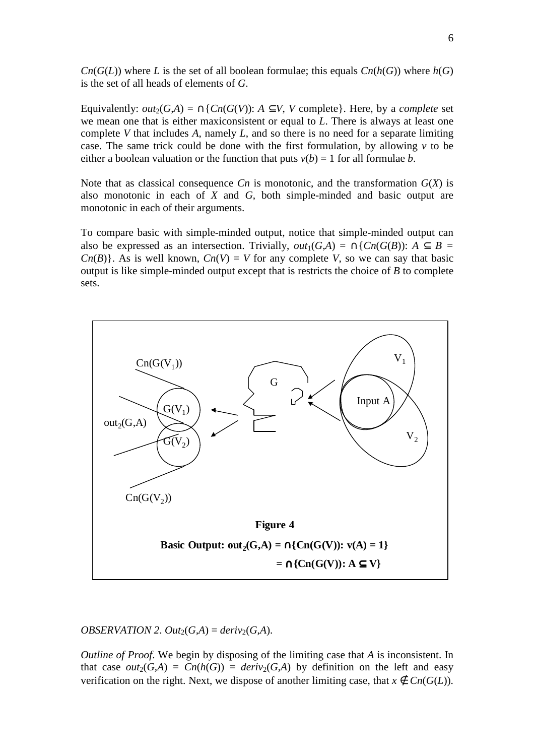$Cn(G(L))$ where $L$ is the set of all boolean formulae; this equals $Cn(h(G))$ where $h(G)$ is the set of all heads of elements of $G$.

Equivalently: $out_2(G,A) = \cap\{Cn(G(V)): A \subseteq V, V \text{ complete}\}$. Here, by a *complete* set we mean one that is either maxiconsistent or equal to $L$. There is always at least one complete $V$ that includes $A$, namely $L$, and so there is no need for a separate limiting case. The same trick could be done with the first formulation, by allowing $v$ to be either a boolean valuation or the function that puts $v(b) = 1$ for all formulae $b$.

Note that as classical consequence $Cn$ is monotonic, and the transformation $G(X)$ is also monotonic in each of $X$ and $G$, both simple-minded and basic output are monotonic in each of their arguments.

To compare basic with simple-minded output, notice that simple-minded output can also be expressed as an intersection. Trivially, $out_1(G,A) = \cap\{Cn(G(B)): A \subseteq B = Cn(B)\}$. As is well known, $Cn(V) = V$ for any complete $V$, so we can say that basic output is like simple-minded output except that is restricts the choice of $B$ to complete sets.

**Figure 4**

**Basic Output: $out_2(G,A) = \cap\{Cn(G(V)): v(A) = 1\}$**

**$= \cap\{Cn(G(V)): A \subseteq V\}$**

*OBSERVATION 2*. $Out_2(G,A) = deriv_2(G,A)$.

*Outline of Proof*. We begin by disposing of the limiting case that $A$ is inconsistent. In that case $out_2(G,A) = Cn(h(G)) = deriv_2(G,A)$ by definition on the left and easy verification on the right. Next, we dispose of another limiting case, that $x \notin Cn(G(L))$.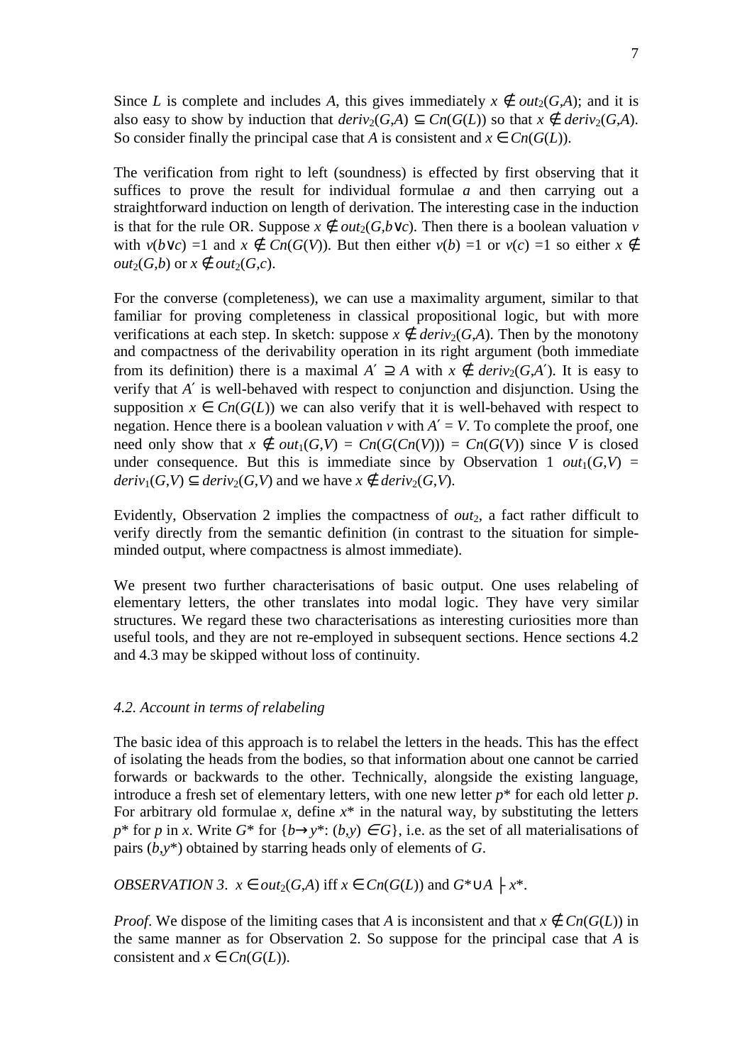Since $L$ is complete and includes $A$, this gives immediately $x \notin out_2(G,A)$; and it is also easy to show by induction that $deriv_2(G,A) \subseteq Cn(G(L))$ so that $x \notin deriv_2(G,A)$. So consider finally the principal case that $A$ is consistent and $x \in Cn(G(L))$.

The verification from right to left (soundness) is effected by first observing that it suffices to prove the result for individual formulae $a$ and then carrying out a straightforward induction on length of derivation. The interesting case in the induction is that for the rule OR. Suppose $x \notin out_2(G,b \vee c)$. Then there is a boolean valuation $v$ with $v(b \vee c) = 1$ and $x \notin Cn(G(V))$. But then either $v(b) = 1$ or $v(c) = 1$ so either $x \notin out_2(G,b)$ or $x \notin out_2(G,c)$.

For the converse (completeness), we can use a maximality argument, similar to that familiar for proving completeness in classical propositional logic, but with more verifications at each step. In sketch: suppose $x \notin deriv_2(G,A)$. Then by the monotony and compactness of the derivability operation in its right argument (both immediate from its definition) there is a maximal $A' \supseteq A$ with $x \notin deriv_2(G,A')$. It is easy to verify that $A'$ is well-behaved with respect to conjunction and disjunction. Using the supposition $x \in Cn(G(L))$ we can also verify that it is well-behaved with respect to negation. Hence there is a boolean valuation $v$ with $A' = V$. To complete the proof, one need only show that $x \notin out_1(G,V) = Cn(G(Cn(V))) = Cn(G(V))$ since $V$ is closed under consequence. But this is immediate since by Observation 1 $out_1(G,V) = deriv_1(G,V) \subseteq deriv_2(G,V)$ and we have $x \notin deriv_2(G,V)$.

Evidently, Observation 2 implies the compactness of $out_2$, a fact rather difficult to verify directly from the semantic definition (in contrast to the situation for simple-minded output, where compactness is almost immediate).

We present two further characterisations of basic output. One uses relabeling of elementary letters, the other translates into modal logic. They have very similar structures. We regard these two characterisations as interesting curiosities more than useful tools, and they are not re-employed in subsequent sections. Hence sections 4.2 and 4.3 may be skipped without loss of continuity.

### *4.2. Account in terms of relabeling*

The basic idea of this approach is to relabel the letters in the heads. This has the effect of isolating the heads from the bodies, so that information about one cannot be carried forwards or backwards to the other. Technically, alongside the existing language, introduce a fresh set of elementary letters, with one new letter $p^*$ for each old letter $p$. For arbitrary old formulae $x$, define $x^*$ in the natural way, by substituting the letters $p^*$ for $p$ in $x$. Write $G^*$ for $\{b \rightarrow y^*: (b,y) \in G\}$, i.e. as the set of all materialisations of pairs $(b,y^*)$ obtained by starring heads only of elements of $G$.

*OBSERVATION 3*. $x \in out_2(G,A)$ iff $x \in Cn(G(L))$ and $G^* \cup A \vdash x^*$.

*Proof*. We dispose of the limiting cases that $A$ is inconsistent and that $x \notin Cn(G(L))$ in the same manner as for Observation 2. So suppose for the principal case that $A$ is consistent and $x \in Cn(G(L))$.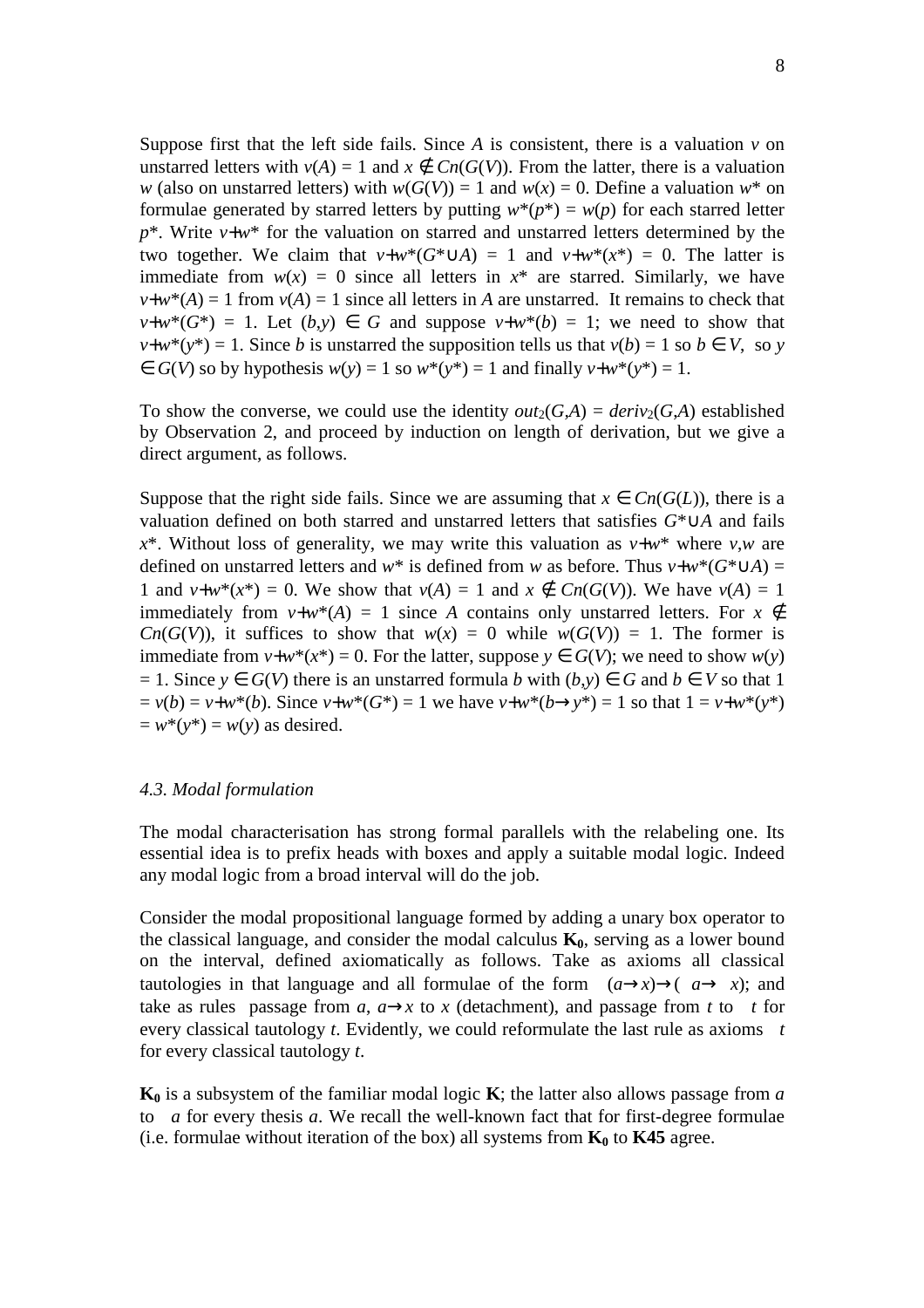Suppose first that the left side fails. Since $A$ is consistent, there is a valuation $v$ on unstarred letters with $v(A) = 1$ and $x \notin Cn(G(V))$. From the latter, there is a valuation $w$ (also on unstarred letters) with $w(G(V)) = 1$ and $w(x) = 0$. Define a valuation $w^*$ on formulae generated by starred letters by putting $w^*(p^*) = w(p)$ for each starred letter $p^*$. Write $v+w^*$ for the valuation on starred and unstarred letters determined by the two together. We claim that $v+w^*(G^* \cup A) = 1$ and $v+w^*(x^*) = 0$. The latter is immediate from $w(x) = 0$ since all letters in $x^*$ are starred. Similarly, we have $v+w^*(A) = 1$ from $v(A) = 1$ since all letters in $A$ are unstarred. It remains to check that $v+w^*(G^*) = 1$. Let $(b,y) \in G$ and suppose $v+w^*(b) = 1$; we need to show that $v+w^*(y^*) = 1$. Since $b$ is unstarred the supposition tells us that $v(b) = 1$ so $b \in V$, so $y \in G(V)$ so by hypothesis $w(y) = 1$ so $w^*(y^*) = 1$ and finally $v+w^*(y^*) = 1$.

To show the converse, we could use the identity $out_2(G,A) = deriv_2(G,A)$ established by Observation 2, and proceed by induction on length of derivation, but we give a direct argument, as follows.

Suppose that the right side fails. Since we are assuming that $x \in Cn(G(L))$, there is a valuation defined on both starred and unstarred letters that satisfies $G^* \cup A$ and fails $x^*$. Without loss of generality, we may write this valuation as $v+w^*$ where $v,w$ are defined on unstarred letters and $w^*$ is defined from $w$ as before. Thus $v+w^*(G^* \cup A) = 1$ and $v+w^*(x^*) = 0$. We show that $v(A) = 1$ and $x \notin Cn(G(V))$. We have $v(A) = 1$ immediately from $v+w^*(A) = 1$ since $A$ contains only unstarred letters. For $x \notin Cn(G(V))$, it suffices to show that $w(x) = 0$ while $w(G(V)) = 1$. The former is immediate from $v+w^*(x^*) = 0$. For the latter, suppose $y \in G(V)$; we need to show $w(y) = 1$. Since $y \in G(V)$ there is an unstarred formula $b$ with $(b,y) \in G$ and $b \in V$ so that $1 = v(b) = v+w^*(b)$. Since $v+w^*(G^*) = 1$ we have $v+w^*(b \rightarrow y^*) = 1$ so that $1 = v+w^*(y^*) = w^*(y^*) = w(y)$ as desired.

### *4.3. Modal formulation*

The modal characterisation has strong formal parallels with the relabeling one. Its essential idea is to prefix heads with boxes and apply a suitable modal logic. Indeed any modal logic from a broad interval will do the job.

Consider the modal propositional language formed by adding a unary box operator to the classical language, and consider the modal calculus $\mathbf{K_0}$, serving as a lower bound on the interval, defined axiomatically as follows. Take as axioms all classical tautologies in that language and all formulae of the form $\Box(a \rightarrow x) \rightarrow (\Box a \rightarrow \Box x)$; and take as rules passage from $a$, $a \rightarrow x$ to $x$ (detachment), and passage from $t$ to $\Box t$ for every classical tautology $t$. Evidently, we could reformulate the last rule as axioms $\Box t$ for every classical tautology $t$.

$\mathbf{K_0}$ is a subsystem of the familiar modal logic $\mathbf{K}$; the latter also allows passage from $a$ to $\Box a$ for every thesis $a$. We recall the well-known fact that for first-degree formulae (i.e. formulae without iteration of the box) all systems from $\mathbf{K_0}$ to $\mathbf{K45}$ agree.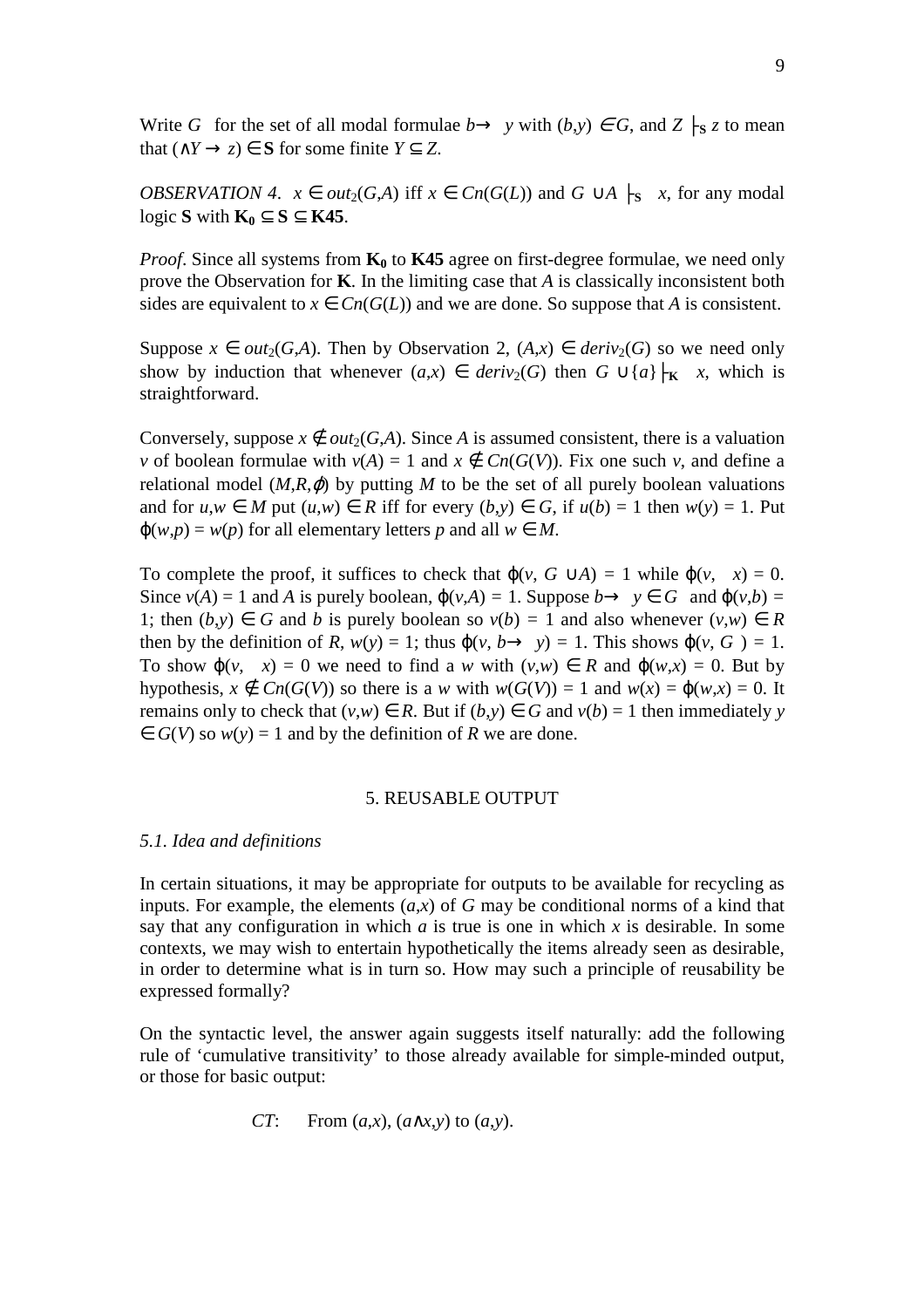Write $G$ for the set of all modal formulae $b\rightarrow\ y$ with $(b,y) \in G$, and $Z \vdash_{\mathbf{S}} z$ to mean that $(\wedge Y \rightarrow z) \in \mathbf{S}$ for some finite $Y \subseteq Z$.

*OBSERVATION 4*. $x \in out_2(G,A)$ iff $x \in Cn(G(L))$ and $G\ \cup A \vdash_{\mathbf{S}}\ x$, for any modal logic $\mathbf{S}$ with $\mathbf{K_0} \subseteq \mathbf{S} \subseteq \mathbf{K45}$.

*Proof*. Since all systems from $\mathbf{K_0}$ to $\mathbf{K45}$ agree on first-degree formulae, we need only prove the Observation for $\mathbf{K}$. In the limiting case that $A$ is classically inconsistent both sides are equivalent to $x \in Cn(G(L))$ and we are done. So suppose that $A$ is consistent.

Suppose $x \in out_2(G,A)$. Then by Observation 2, $(A,x) \in deriv_2(G)$ so we need only show by induction that whenever $(a,x) \in deriv_2(G)$ then $G\ \cup\{a\} \vdash_{\mathbf{K}}\ x$, which is straightforward.

Conversely, suppose $x \notin out_2(G,A)$. Since $A$ is assumed consistent, there is a valuation $v$ of boolean formulae with $v(A) = 1$ and $x \notin Cn(G(V))$. Fix one such $v$, and define a relational model $(M,R,\varphi)$ by putting $M$ to be the set of all purely boolean valuations and for $u,w \in M$ put $(u,w) \in R$ iff for every $(b,y) \in G$, if $u(b) = 1$ then $w(y) = 1$. Put $\varphi(w,p) = w(p)$ for all elementary letters $p$ and all $w \in M$.

To complete the proof, it suffices to check that $\varphi(v, G\ \cup A) = 1$ while $\varphi(v,\ \ x) = 0$. Since $v(A) = 1$ and $A$ is purely boolean, $\varphi(v,A) = 1$. Suppose $b\rightarrow\ y \in G\ $ and $\varphi(v,b) = 1$; then $(b,y) \in G$ and $b$ is purely boolean so $v(b) = 1$ and also whenever $(v,w) \in R$ then by the definition of $R$, $w(y) = 1$; thus $\varphi(v, b\rightarrow\ y) = 1$. This shows $\varphi(v, G\ ) = 1$. To show $\varphi(v,\ \ x) = 0$ we need to find a $w$ with $(v,w) \in R$ and $\varphi(w,x) = 0$. But by hypothesis, $x \notin Cn(G(V))$ so there is a $w$ with $w(G(V)) = 1$ and $w(x) = \varphi(w,x) = 0$. It remains only to check that $(v,w) \in R$. But if $(b,y) \in G$ and $v(b) = 1$ then immediately $y \in G(V)$ so $w(y) = 1$ and by the definition of $R$ we are done.

## 5. REUSABLE OUTPUT

### *5.1. Idea and definitions*

In certain situations, it may be appropriate for outputs to be available for recycling as inputs. For example, the elements $(a,x)$ of $G$ may be conditional norms of a kind that say that any configuration in which $a$ is true is one in which $x$ is desirable. In some contexts, we may wish to entertain hypothetically the items already seen as desirable, in order to determine what is in turn so. How may such a principle of reusability be expressed formally?

On the syntactic level, the answer again suggests itself naturally: add the following rule of 'cumulative transitivity' to those already available for simple-minded output, or those for basic output:

*CT*: From $(a,x)$, $(a\wedge x,y)$ to $(a,y)$.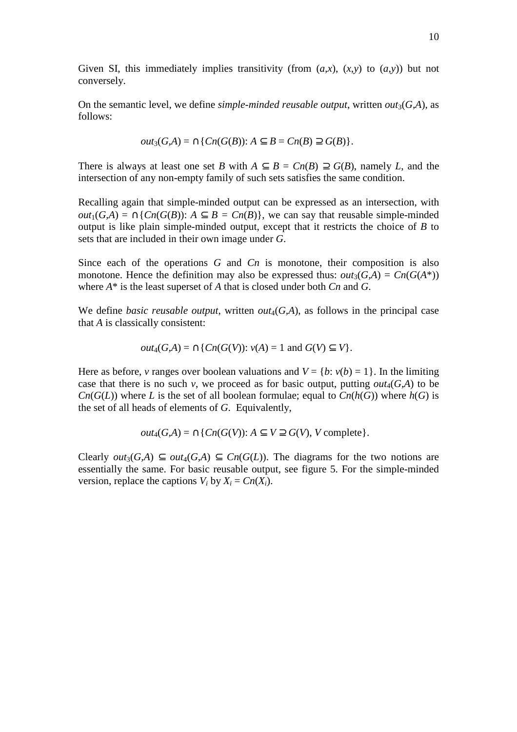Given SI, this immediately implies transitivity (from $(a,x)$, $(x,y)$ to $(a,y)$) but not conversely.

On the semantic level, we define *simple-minded reusable output*, written $out_3(G,A)$, as follows:

$$out_3(G,A) = \cap\{Cn(G(B)) \colon A \subseteq B = Cn(B) \supseteq G(B)\}.$$

There is always at least one set $B$ with $A \subseteq B = Cn(B) \supseteq G(B)$, namely $L$, and the intersection of any non-empty family of such sets satisfies the same condition.

Recalling again that simple-minded output can be expressed as an intersection, with $out_1(G,A) = \cap\{Cn(G(B)) \colon A \subseteq B = Cn(B)\}$, we can say that reusable simple-minded output is like plain simple-minded output, except that it restricts the choice of $B$ to sets that are included in their own image under $G$.

Since each of the operations $G$ and $Cn$ is monotone, their composition is also monotone. Hence the definition may also be expressed thus: $out_3(G,A) = Cn(G(A^*))$ where $A^*$ is the least superset of $A$ that is closed under both $Cn$ and $G$.

We define *basic reusable output*, written $out_4(G,A)$, as follows in the principal case that $A$ is classically consistent:

$$out_4(G,A) = \cap\{Cn(G(V)) \colon v(A) = 1 \text{ and } G(V) \subseteq V\}.$$

Here as before, $v$ ranges over boolean valuations and $V = \{b \colon v(b) = 1\}$. In the limiting case that there is no such $v$, we proceed as for basic output, putting $out_4(G,A)$ to be $Cn(G(L))$ where $L$ is the set of all boolean formulae; equal to $Cn(h(G))$ where $h(G)$ is the set of all heads of elements of $G$. Equivalently,

$$out_4(G,A) = \cap\{Cn(G(V)) \colon A \subseteq V \supseteq G(V),\ V \text{ complete}\}.$$

Clearly $out_3(G,A) \subseteq out_4(G,A) \subseteq Cn(G(L))$. The diagrams for the two notions are essentially the same. For basic reusable output, see figure 5. For the simple-minded version, replace the captions $V_i$ by $X_i = Cn(X_i)$.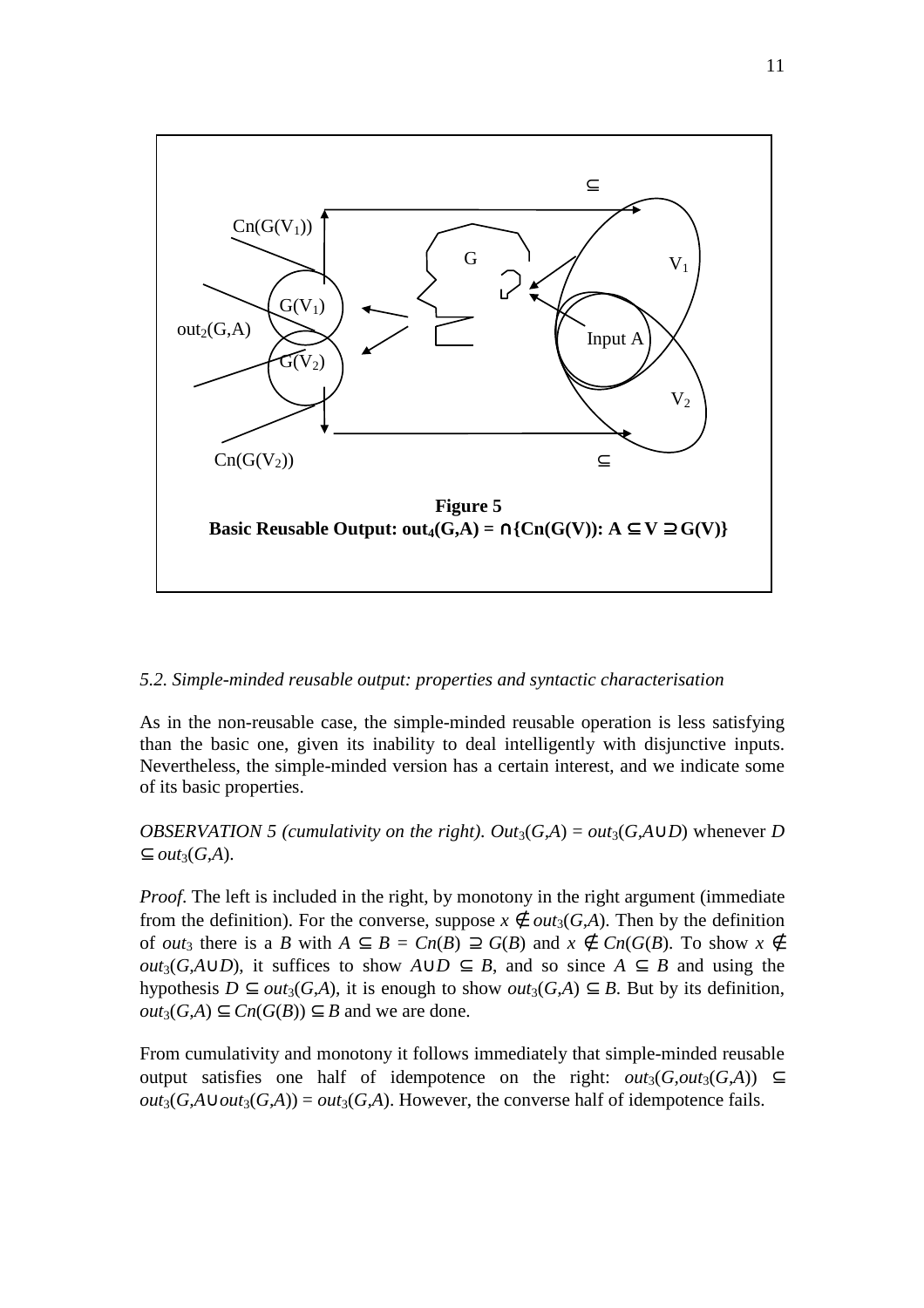**Figure 5**
**Basic Reusable Output: $out_4(G,A) = \cap\{Cn(G(V)): A \subseteq V \supseteq G(V)\}$**

*5.2. Simple-minded reusable output: properties and syntactic characterisation*

As in the non-reusable case, the simple-minded reusable operation is less satisfying than the basic one, given its inability to deal intelligently with disjunctive inputs. Nevertheless, the simple-minded version has a certain interest, and we indicate some of its basic properties.

*OBSERVATION 5 (cumulativity on the right).* $Out_3(G,A) = out_3(G,A \cup D)$ whenever $D \subseteq out_3(G,A)$.

*Proof*. The left is included in the right, by monotony in the right argument (immediate from the definition). For the converse, suppose $x \notin out_3(G,A)$. Then by the definition of $out_3$ there is a $B$ with $A \subseteq B = Cn(B) \supseteq G(B)$ and $x \notin Cn(G(B)$. To show $x \notin out_3(G,A \cup D)$, it suffices to show $A \cup D \subseteq B$, and so since $A \subseteq B$ and using the hypothesis $D \subseteq out_3(G,A)$, it is enough to show $out_3(G,A) \subseteq B$. But by its definition, $out_3(G,A) \subseteq Cn(G(B)) \subseteq B$ and we are done.

From cumulativity and monotony it follows immediately that simple-minded reusable output satisfies one half of idempotence on the right: $out_3(G,out_3(G,A)) \subseteq out_3(G,A \cup out_3(G,A)) = out_3(G,A)$. However, the converse half of idempotence fails.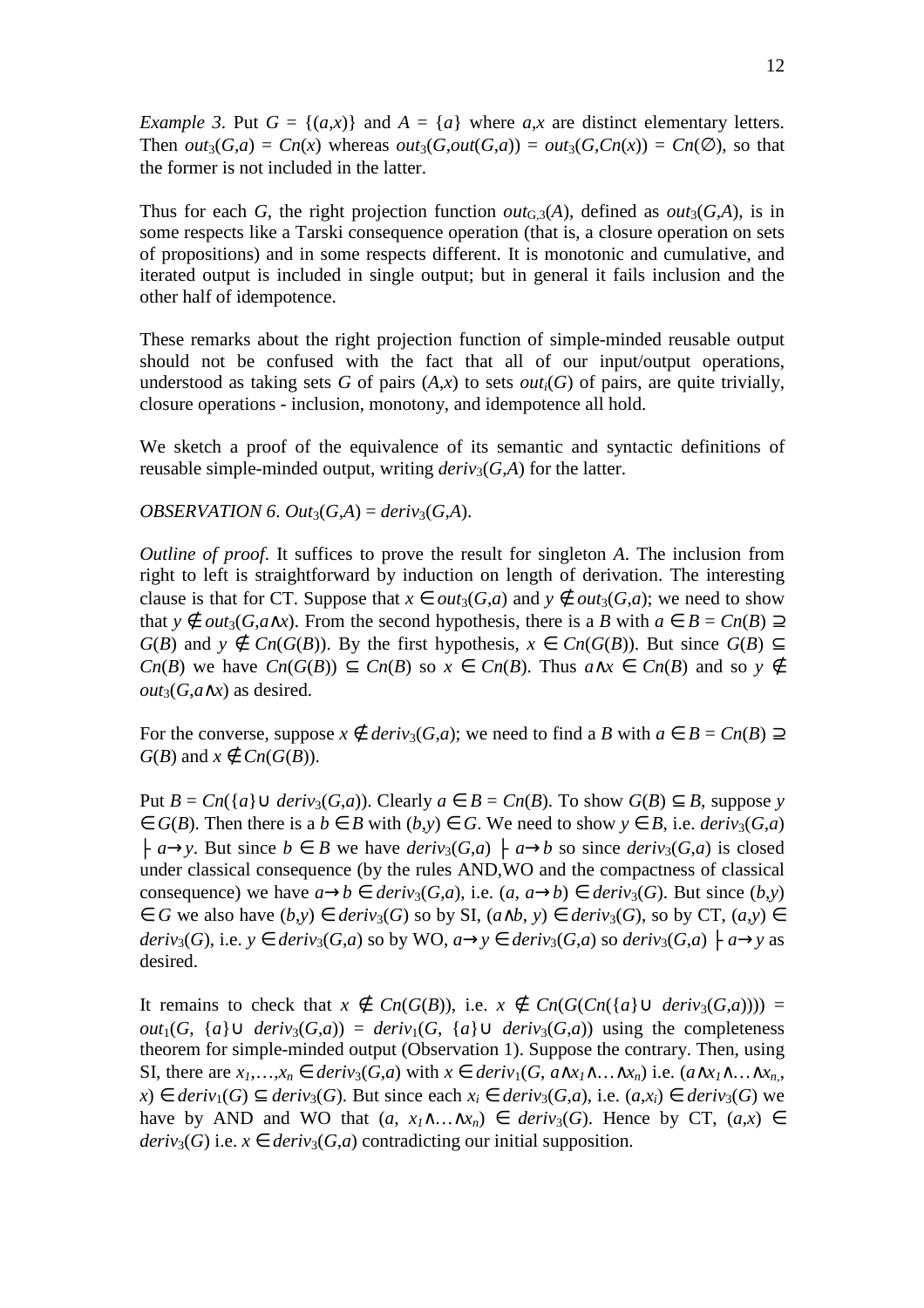*Example 3*. Put $G = \{(a,x)\}$ and $A = \{a\}$ where $a,x$ are distinct elementary letters. Then $out_3(G,a) = Cn(x)$ whereas $out_3(G,out(G,a)) = out_3(G,Cn(x)) = Cn(\emptyset)$, so that the former is not included in the latter.

Thus for each $G$, the right projection function $out_{G,3}(A)$, defined as $out_3(G,A)$, is in some respects like a Tarski consequence operation (that is, a closure operation on sets of propositions) and in some respects different. It is monotonic and cumulative, and iterated output is included in single output; but in general it fails inclusion and the other half of idempotence.

These remarks about the right projection function of simple-minded reusable output should not be confused with the fact that all of our input/output operations, understood as taking sets $G$ of pairs $(A,x)$ to sets $out_i(G)$ of pairs, are quite trivially, closure operations - inclusion, monotony, and idempotence all hold.

We sketch a proof of the equivalence of its semantic and syntactic definitions of reusable simple-minded output, writing $deriv_3(G,A)$ for the latter.

*OBSERVATION 6*. $Out_3(G,A) = deriv_3(G,A)$.

*Outline of proof*. It suffices to prove the result for singleton $A$. The inclusion from right to left is straightforward by induction on length of derivation. The interesting clause is that for CT. Suppose that $x \in out_3(G,a)$ and $y \notin out_3(G,a)$; we need to show that $y \notin out_3(G,a\wedge x)$. From the second hypothesis, there is a $B$ with $a \in B = Cn(B) \supseteq G(B)$ and $y \notin Cn(G(B))$. By the first hypothesis, $x \in Cn(G(B))$. But since $G(B) \subseteq Cn(B)$ we have $Cn(G(B)) \subseteq Cn(B)$ so $x \in Cn(B)$. Thus $a\wedge x \in Cn(B)$ and so $y \notin out_3(G,a\wedge x)$ as desired.

For the converse, suppose $x \notin deriv_3(G,a)$; we need to find a $B$ with $a \in B = Cn(B) \supseteq G(B)$ and $x \notin Cn(G(B))$.

Put $B = Cn(\{a\} \cup deriv_3(G,a))$. Clearly $a \in B = Cn(B)$. To show $G(B) \subseteq B$, suppose $y \in G(B)$. Then there is a $b \in B$ with $(b,y) \in G$. We need to show $y \in B$, i.e. $deriv_3(G,a) \vdash a\rightarrow y$. But since $b \in B$ we have $deriv_3(G,a) \vdash a\rightarrow b$ so since $deriv_3(G,a)$ is closed under classical consequence (by the rules AND,WO and the compactness of classical consequence) we have $a\rightarrow b \in deriv_3(G,a)$, i.e. $(a, a\rightarrow b) \in deriv_3(G)$. But since $(b,y) \in G$ we also have $(b,y) \in deriv_3(G)$ so by SI, $(a\wedge b, y) \in deriv_3(G)$, so by CT, $(a,y) \in deriv_3(G)$, i.e. $y \in deriv_3(G,a)$ so by WO, $a\rightarrow y \in deriv_3(G,a)$ so $deriv_3(G,a) \vdash a\rightarrow y$ as desired.

It remains to check that $x \notin Cn(G(B))$, i.e. $x \notin Cn(G(Cn(\{a\} \cup deriv_3(G,a)))) = out_1(G, \{a\} \cup deriv_3(G,a)) = deriv_1(G, \{a\} \cup deriv_3(G,a))$ using the completeness theorem for simple-minded output (Observation 1). Suppose the contrary. Then, using SI, there are $x_1,\ldots,x_n \in deriv_3(G,a)$ with $x \in deriv_1(G, a\wedge x_1\wedge\ldots\wedge x_n)$ i.e. $(a\wedge x_1\wedge\ldots\wedge x_n, x) \in deriv_1(G) \subseteq deriv_3(G)$. But since each $x_i \in deriv_3(G,a)$, i.e. $(a,x_i) \in deriv_3(G)$ we have by AND and WO that $(a, x_1\wedge\ldots\wedge x_n) \in deriv_3(G)$. Hence by CT, $(a,x) \in deriv_3(G)$ i.e. $x \in deriv_3(G,a)$ contradicting our initial supposition.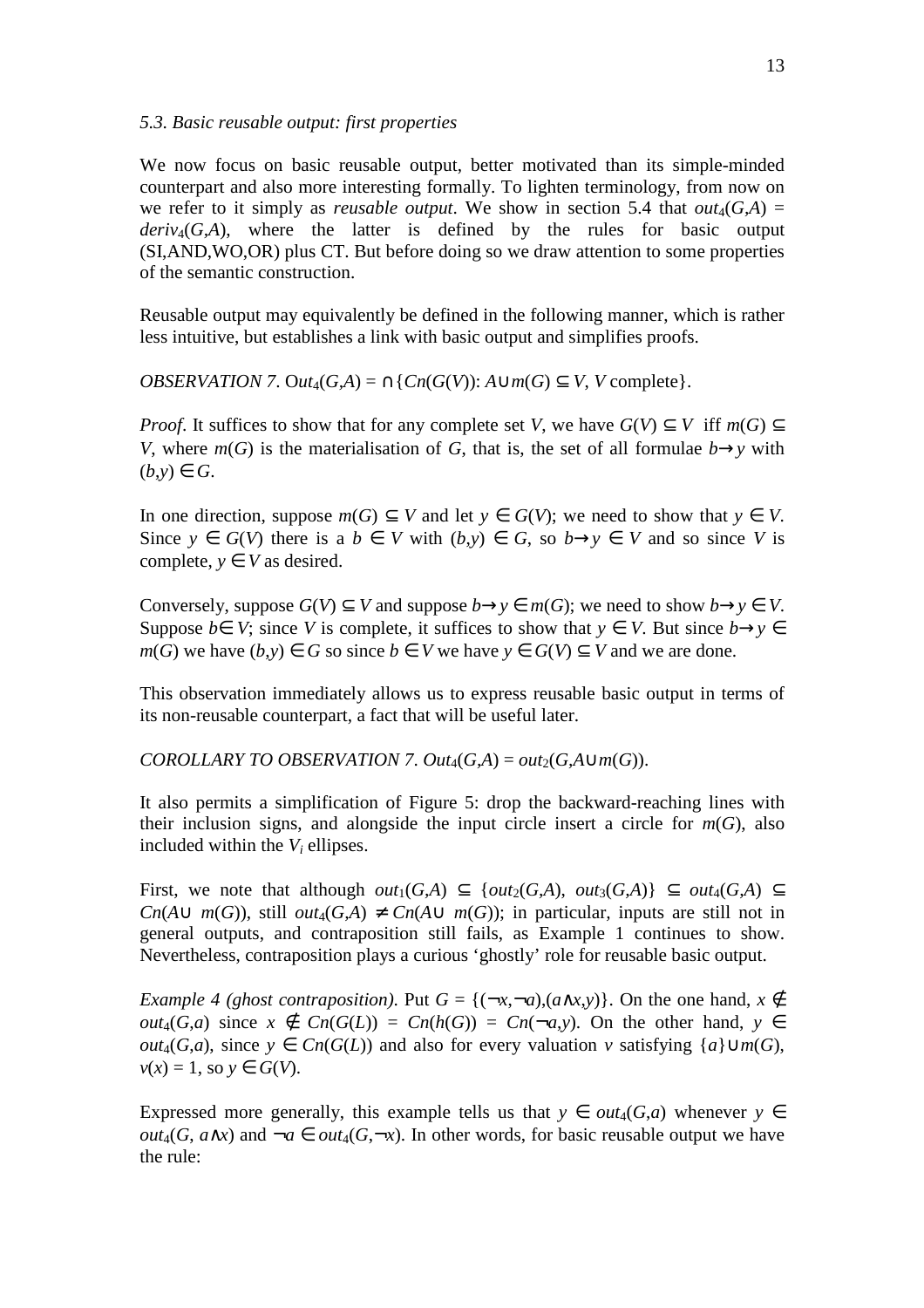*5.3. Basic reusable output: first properties*

We now focus on basic reusable output, better motivated than its simple-minded counterpart and also more interesting formally. To lighten terminology, from now on we refer to it simply as *reusable output*. We show in section 5.4 that $out_4(G,A) = deriv_4(G,A)$, where the latter is defined by the rules for basic output (SI,AND,WO,OR) plus CT. But before doing so we draw attention to some properties of the semantic construction.

Reusable output may equivalently be defined in the following manner, which is rather less intuitive, but establishes a link with basic output and simplifies proofs.

*OBSERVATION 7.* $Out_4(G,A) = \cap\{Cn(G(V)): A \cup m(G) \subseteq V, V \text{ complete}\}$.

*Proof*. It suffices to show that for any complete set $V$, we have $G(V) \subseteq V$ iff $m(G) \subseteq V$, where $m(G)$ is the materialisation of $G$, that is, the set of all formulae $b \rightarrow y$ with $(b,y) \in G$.

In one direction, suppose $m(G) \subseteq V$ and let $y \in G(V)$; we need to show that $y \in V$. Since $y \in G(V)$ there is a $b \in V$ with $(b,y) \in G$, so $b \rightarrow y \in V$ and so since $V$ is complete, $y \in V$ as desired.

Conversely, suppose $G(V) \subseteq V$ and suppose $b \rightarrow y \in m(G)$; we need to show $b \rightarrow y \in V$. Suppose $b \in V$; since $V$ is complete, it suffices to show that $y \in V$. But since $b \rightarrow y \in m(G)$ we have $(b,y) \in G$ so since $b \in V$ we have $y \in G(V) \subseteq V$ and we are done.

This observation immediately allows us to express reusable basic output in terms of its non-reusable counterpart, a fact that will be useful later.

*COROLLARY TO OBSERVATION 7.* $Out_4(G,A) = out_2(G,A \cup m(G))$.

It also permits a simplification of Figure 5: drop the backward-reaching lines with their inclusion signs, and alongside the input circle insert a circle for $m(G)$, also included within the $V_i$ ellipses.

First, we note that although $out_1(G,A) \subseteq \{out_2(G,A), out_3(G,A)\} \subseteq out_4(G,A) \subseteq Cn(A \cup m(G))$, still $out_4(G,A) \neq Cn(A \cup m(G))$; in particular, inputs are still not in general outputs, and contraposition still fails, as Example 1 continues to show. Nevertheless, contraposition plays a curious 'ghostly' role for reusable basic output.

*Example 4 (ghost contraposition).* Put $G = \{(\neg x,\neg a),(a \wedge x,y)\}$. On the one hand, $x \notin out_4(G,a)$ since $x \notin Cn(G(L)) = Cn(h(G)) = Cn(\neg a,y)$. On the other hand, $y \in out_4(G,a)$, since $y \in Cn(G(L))$ and also for every valuation $v$ satisfying $\{a\} \cup m(G)$, $v(x) = 1$, so $y \in G(V)$.

Expressed more generally, this example tells us that $y \in out_4(G,a)$ whenever $y \in out_4(G, a \wedge x)$ and $\neg a \in out_4(G,\neg x)$. In other words, for basic reusable output we have the rule: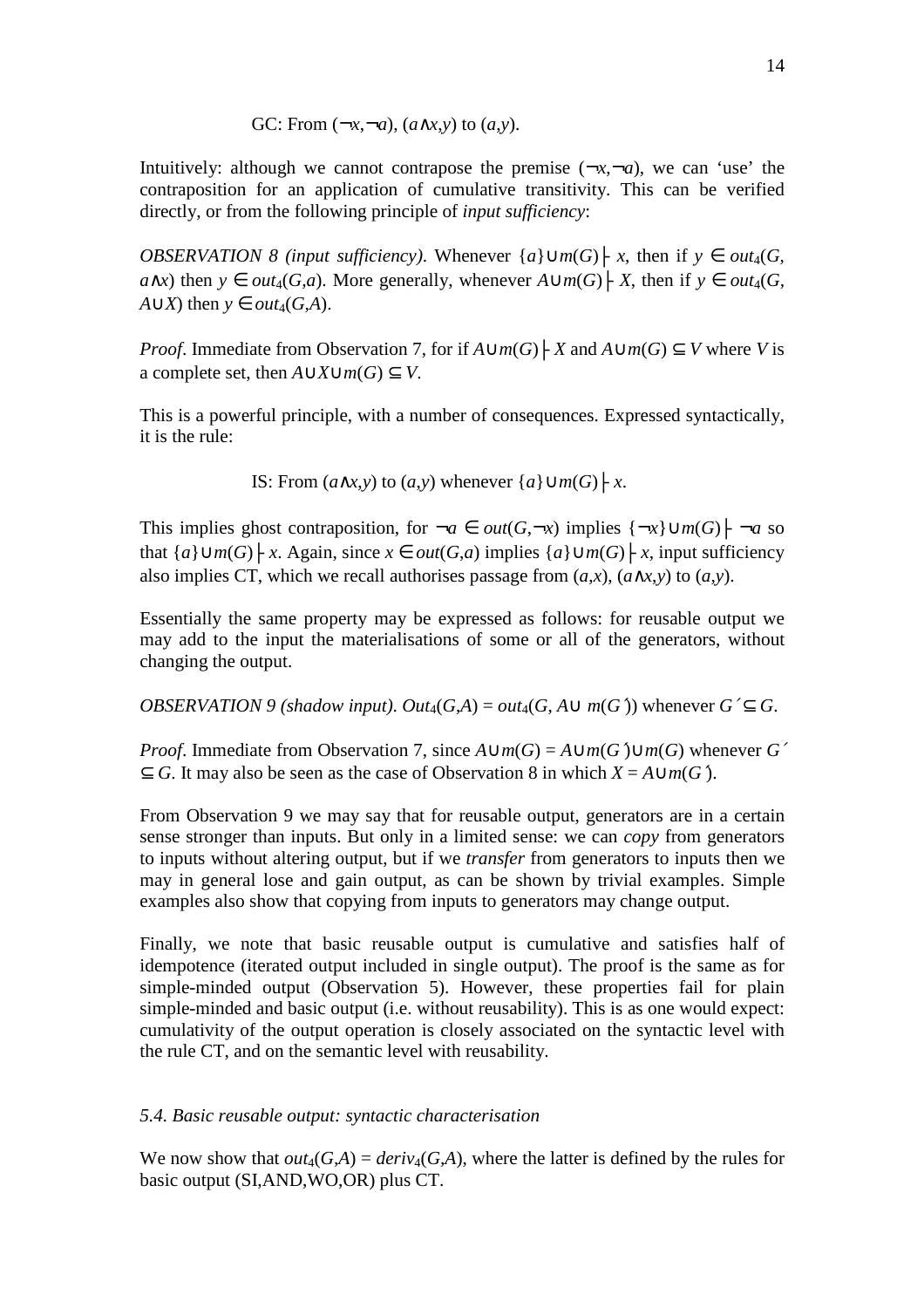GC: From $(\neg x,\neg a)$, $(a\wedge x,y)$ to $(a,y)$.

Intuitively: although we cannot contrapose the premise $(\neg x,\neg a)$, we can 'use' the contraposition for an application of cumulative transitivity. This can be verified directly, or from the following principle of *input sufficiency*:

*OBSERVATION 8 (input sufficiency).* Whenever $\{a\}\cup m(G)\vdash x$, then if $y \in out_4(G, a\wedge x)$ then $y \in out_4(G,a)$. More generally, whenever $A\cup m(G)\vdash X$, then if $y \in out_4(G, A\cup X)$ then $y \in out_4(G,A)$.

*Proof*. Immediate from Observation 7, for if $A\cup m(G)\vdash X$ and $A\cup m(G) \subseteq V$ where $V$ is a complete set, then $A\cup X\cup m(G) \subseteq V$.

This is a powerful principle, with a number of consequences. Expressed syntactically, it is the rule:

IS: From $(a\wedge x,y)$ to $(a,y)$ whenever $\{a\}\cup m(G)\vdash x$.

This implies ghost contraposition, for $\neg a \in out(G,\neg x)$ implies $\{\neg x\}\cup m(G)\vdash \neg a$ so that $\{a\}\cup m(G)\vdash x$. Again, since $x \in out(G,a)$ implies $\{a\}\cup m(G)\vdash x$, input sufficiency also implies CT, which we recall authorises passage from $(a,x)$, $(a\wedge x,y)$ to $(a,y)$.

Essentially the same property may be expressed as follows: for reusable output we may add to the input the materialisations of some or all of the generators, without changing the output.

*OBSERVATION 9 (shadow input).* $Out_4(G,A) = out_4(G, A\cup\ m(G'))$ whenever $G' \subseteq G$.

*Proof*. Immediate from Observation 7, since $A\cup m(G) = A\cup m(G')\cup m(G)$ whenever $G' \subseteq G$. It may also be seen as the case of Observation 8 in which $X = A\cup m(G')$.

From Observation 9 we may say that for reusable output, generators are in a certain sense stronger than inputs. But only in a limited sense: we can *copy* from generators to inputs without altering output, but if we *transfer* from generators to inputs then we may in general lose and gain output, as can be shown by trivial examples. Simple examples also show that copying from inputs to generators may change output.

Finally, we note that basic reusable output is cumulative and satisfies half of idempotence (iterated output included in single output). The proof is the same as for simple-minded output (Observation 5). However, these properties fail for plain simple-minded and basic output (i.e. without reusability). This is as one would expect: cumulativity of the output operation is closely associated on the syntactic level with the rule CT, and on the semantic level with reusability.

### *5.4. Basic reusable output: syntactic characterisation*

We now show that $out_4(G,A) = deriv_4(G,A)$, where the latter is defined by the rules for basic output (SI,AND,WO,OR) plus CT.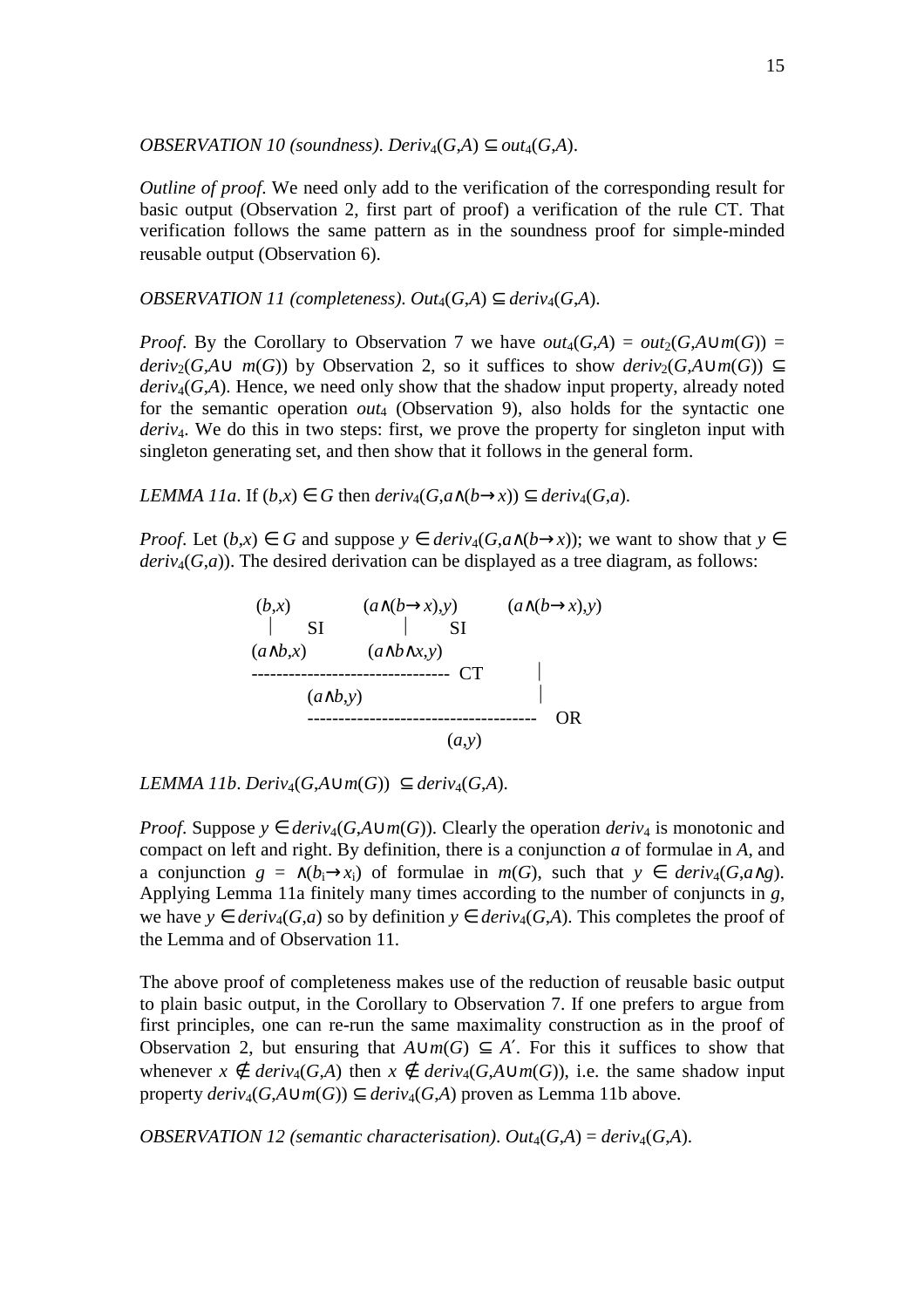*OBSERVATION 10 (soundness)*. $Deriv_4(G,A) \subseteq out_4(G,A)$.

*Outline of proof*. We need only add to the verification of the corresponding result for basic output (Observation 2, first part of proof) a verification of the rule CT. That verification follows the same pattern as in the soundness proof for simple-minded reusable output (Observation 6).

*OBSERVATION 11 (completeness)*. $Out_4(G,A) \subseteq deriv_4(G,A)$.

*Proof*. By the Corollary to Observation 7 we have $out_4(G,A) = out_2(G,A \cup m(G)) = deriv_2(G,A \cup m(G))$ by Observation 2, so it suffices to show $deriv_2(G,A \cup m(G)) \subseteq deriv_4(G,A)$. Hence, we need only show that the shadow input property, already noted for the semantic operation $out_4$ (Observation 9), also holds for the syntactic one $deriv_4$. We do this in two steps: first, we prove the property for singleton input with singleton generating set, and then show that it follows in the general form.

*LEMMA 11a*. If $(b,x) \in G$ then $deriv_4(G,a \wedge (b \rightarrow x)) \subseteq deriv_4(G,a)$.

*Proof*. Let $(b,x) \in G$ and suppose $y \in deriv_4(G,a \wedge (b \rightarrow x))$; we want to show that $y \in deriv_4(G,a)$). The desired derivation can be displayed as a tree diagram, as follows:

```
 (b,x)            (a∧(b→x),y)         (a∧(b→x),y)
   |    SI              |     SI
 (a∧b,x)           (a∧b∧x,y)
 --------------------------------  CT        |
        (a∧b,y)                              |
        -------------------------------------   OR
                              (a,y)
```

*LEMMA 11b*. $Deriv_4(G,A \cup m(G)) \subseteq deriv_4(G,A)$.

*Proof*. Suppose $y \in deriv_4(G,A \cup m(G))$. Clearly the operation $deriv_4$ is monotonic and compact on left and right. By definition, there is a conjunction $a$ of formulae in $A$, and a conjunction $g = \wedge(b_i \rightarrow x_i)$ of formulae in $m(G)$, such that $y \in deriv_4(G,a \wedge g)$. Applying Lemma 11a finitely many times according to the number of conjuncts in $g$, we have $y \in deriv_4(G,a)$ so by definition $y \in deriv_4(G,A)$. This completes the proof of the Lemma and of Observation 11.

The above proof of completeness makes use of the reduction of reusable basic output to plain basic output, in the Corollary to Observation 7. If one prefers to argue from first principles, one can re-run the same maximality construction as in the proof of Observation 2, but ensuring that $A \cup m(G) \subseteq A'$. For this it suffices to show that whenever $x \notin deriv_4(G,A)$ then $x \notin deriv_4(G,A \cup m(G))$, i.e. the same shadow input property $deriv_4(G,A \cup m(G)) \subseteq deriv_4(G,A)$ proven as Lemma 11b above.

*OBSERVATION 12 (semantic characterisation)*. $Out_4(G,A) = deriv_4(G,A)$.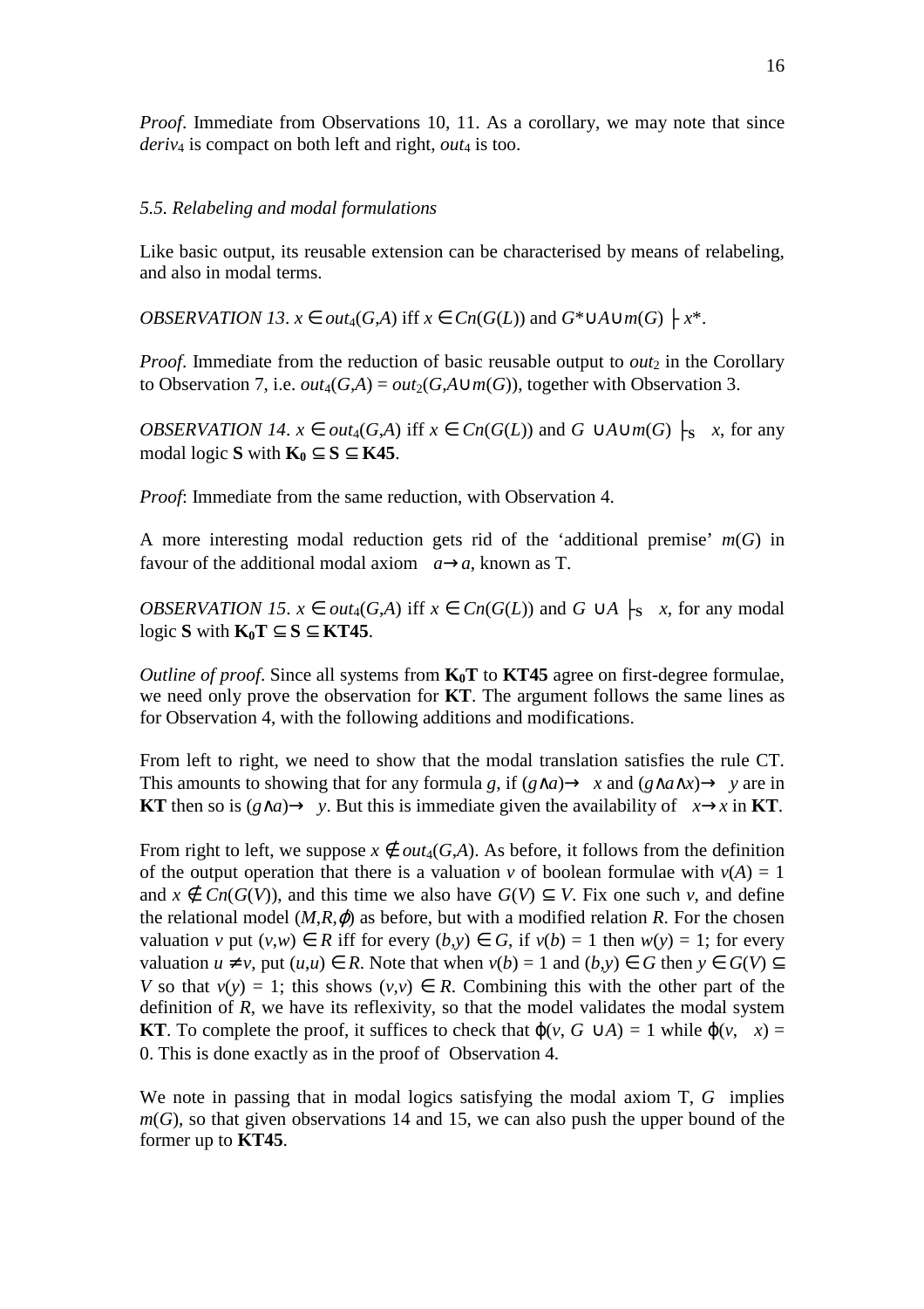*Proof*. Immediate from Observations 10, 11. As a corollary, we may note that since $deriv_4$ is compact on both left and right, $out_4$ is too.

### *5.5. Relabeling and modal formulations*

Like basic output, its reusable extension can be characterised by means of relabeling, and also in modal terms.

*OBSERVATION 13*. $x \in out_4(G,A)$ iff $x \in Cn(G(L))$ and $G^* \cup A \cup m(G) \vdash x^*$.

*Proof*. Immediate from the reduction of basic reusable output to $out_2$ in the Corollary to Observation 7, i.e. $out_4(G,A) = out_2(G,A \cup m(G))$, together with Observation 3.

*OBSERVATION 14*. $x \in out_4(G,A)$ iff $x \in Cn(G(L))$ and $G\ \ \cup A \cup m(G) \vdash_{\mathbf{S}}\ \ x$, for any modal logic **S** with $\mathbf{K_0} \subseteq \mathbf{S} \subseteq \mathbf{K45}$.

*Proof*: Immediate from the same reduction, with Observation 4.

A more interesting modal reduction gets rid of the 'additional premise' $m(G)$ in favour of the additional modal axiom $\ \ a \rightarrow a$, known as T.

*OBSERVATION 15*. $x \in out_4(G,A)$ iff $x \in Cn(G(L))$ and $G\ \ \cup A \vdash_{\mathbf{S}}\ \ x$, for any modal logic **S** with $\mathbf{K_0T} \subseteq \mathbf{S} \subseteq \mathbf{KT45}$.

*Outline of proof*. Since all systems from $\mathbf{K_0T}$ to **KT45** agree on first-degree formulae, we need only prove the observation for **KT**. The argument follows the same lines as for Observation 4, with the following additions and modifications.

From left to right, we need to show that the modal translation satisfies the rule CT. This amounts to showing that for any formula $g$, if $(g \wedge a) \rightarrow\ \ x$ and $(g \wedge a \wedge x) \rightarrow\ \ y$ are in **KT** then so is $(g \wedge a) \rightarrow\ \ y$. But this is immediate given the availability of $\ \ x \rightarrow x$ in **KT**.

From right to left, we suppose $x \notin out_4(G,A)$. As before, it follows from the definition of the output operation that there is a valuation $v$ of boolean formulae with $v(A) = 1$ and $x \notin Cn(G(V))$, and this time we also have $G(V) \subseteq V$. Fix one such $v$, and define the relational model $(M,R,\varphi)$ as before, but with a modified relation $R$. For the chosen valuation $v$ put $(v,w) \in R$ iff for every $(b,y) \in G$, if $v(b) = 1$ then $w(y) = 1$; for every valuation $u \neq v$, put $(u,u) \in R$. Note that when $v(b) = 1$ and $(b,y) \in G$ then $y \in G(V) \subseteq V$ so that $v(y) = 1$; this shows $(v,v) \in R$. Combining this with the other part of the definition of $R$, we have its reflexivity, so that the model validates the modal system **KT**. To complete the proof, it suffices to check that $\varphi(v, G\ \ \cup A) = 1$ while $\varphi(v,\ \ x) = 0$. This is done exactly as in the proof of Observation 4.

We note in passing that in modal logics satisfying the modal axiom T, $G$ implies $m(G)$, so that given observations 14 and 15, we can also push the upper bound of the former up to **KT45**.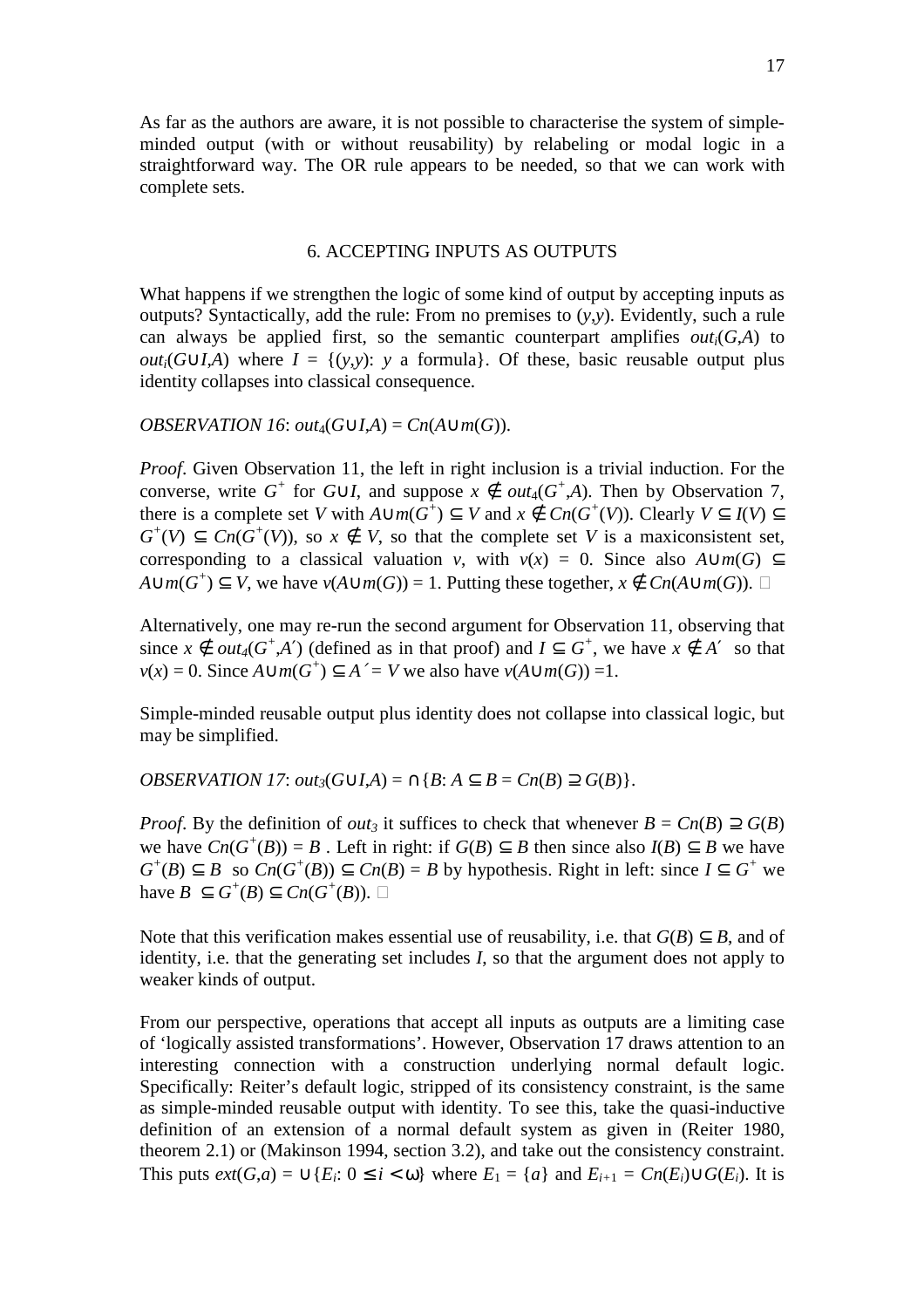As far as the authors are aware, it is not possible to characterise the system of simple-minded output (with or without reusability) by relabeling or modal logic in a straightforward way. The OR rule appears to be needed, so that we can work with complete sets.

## 6. ACCEPTING INPUTS AS OUTPUTS

What happens if we strengthen the logic of some kind of output by accepting inputs as outputs? Syntactically, add the rule: From no premises to $(y,y)$. Evidently, such a rule can always be applied first, so the semantic counterpart amplifies $out_i(G,A)$ to $out_i(G{\cup}I,A)$ where $I = \{(y,y)$: $y$ a formula$\}$. Of these, basic reusable output plus identity collapses into classical consequence.

*OBSERVATION 16*: $out_4(G{\cup}I,A) = Cn(A{\cup}m(G))$.

*Proof*. Given Observation 11, the left in right inclusion is a trivial induction. For the converse, write $G^+$ for $G{\cup}I$, and suppose $x \notin out_4(G^+,A)$. Then by Observation 7, there is a complete set $V$ with $A{\cup}m(G^+) \subseteq V$ and $x \notin Cn(G^+(V))$. Clearly $V \subseteq I(V) \subseteq G^+(V) \subseteq Cn(G^+(V))$, so $x \notin V$, so that the complete set $V$ is a maxiconsistent set, corresponding to a classical valuation $v$, with $v(x) = 0$. Since also $A{\cup}m(G) \subseteq A{\cup}m(G^+) \subseteq V$, we have $v(A{\cup}m(G)) = 1$. Putting these together, $x \notin Cn(A{\cup}m(G))$. □

Alternatively, one may re-run the second argument for Observation 11, observing that since $x \notin out_4(G^+,A')$ (defined as in that proof) and $I \subseteq G^+$, we have $x \notin A'$ so that $v(x) = 0$. Since $A{\cup}m(G^+) \subseteq A' = V$ we also have $v(A{\cup}m(G)) =1$.

Simple-minded reusable output plus identity does not collapse into classical logic, but may be simplified.

*OBSERVATION 17*: $out_3(G{\cup}I,A) = \cap\{B$: $A \subseteq B = Cn(B) \supseteq G(B)\}$.

*Proof*. By the definition of $out_3$ it suffices to check that whenever $B = Cn(B) \supseteq G(B)$ we have $Cn(G^+(B)) = B$ . Left in right: if $G(B) \subseteq B$ then since also $I(B) \subseteq B$ we have $G^+(B) \subseteq B$ so $Cn(G^+(B)) \subseteq Cn(B) = B$ by hypothesis. Right in left: since $I \subseteq G^+$ we have $B \subseteq G^+(B) \subseteq Cn(G^+(B))$. □

Note that this verification makes essential use of reusability, i.e. that $G(B) \subseteq B$, and of identity, i.e. that the generating set includes $I$, so that the argument does not apply to weaker kinds of output.

From our perspective, operations that accept all inputs as outputs are a limiting case of 'logically assisted transformations'. However, Observation 17 draws attention to an interesting connection with a construction underlying normal default logic. Specifically: Reiter's default logic, stripped of its consistency constraint, is the same as simple-minded reusable output with identity. To see this, take the quasi-inductive definition of an extension of a normal default system as given in (Reiter 1980, theorem 2.1) or (Makinson 1994, section 3.2), and take out the consistency constraint. This puts $ext(G,a) = \cup\{E_i$: $0 \leq i < \omega\}$ where $E_1 = \{a\}$ and $E_{i+1} = Cn(E_i){\cup}G(E_i)$. It is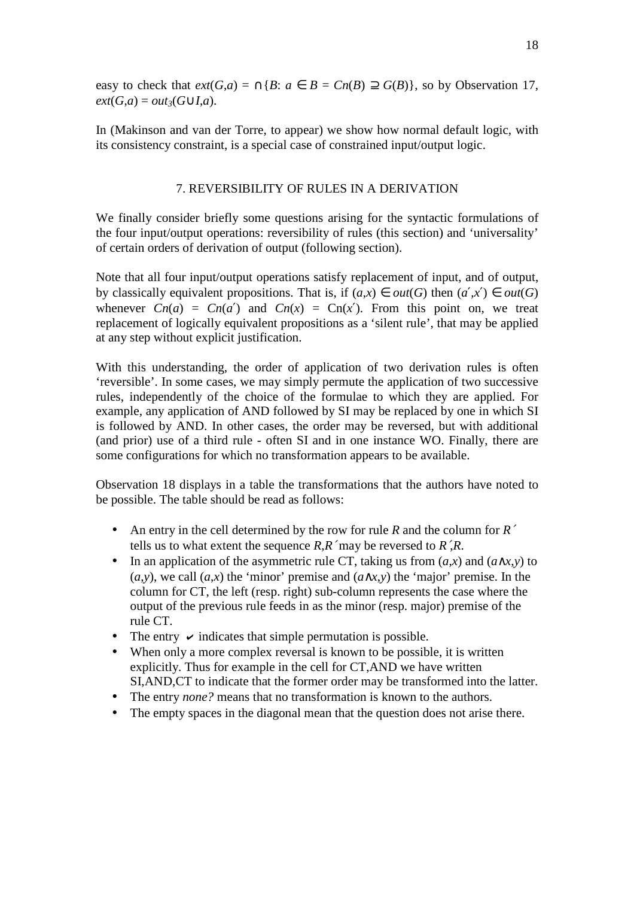easy to check that $ext(G,a) = \cap\{B: a \in B = Cn(B) \supseteq G(B)\}$, so by Observation 17, $ext(G,a) = out_3(G \cup I,a)$.

In (Makinson and van der Torre, to appear) we show how normal default logic, with its consistency constraint, is a special case of constrained input/output logic.

## 7. REVERSIBILITY OF RULES IN A DERIVATION

We finally consider briefly some questions arising for the syntactic formulations of the four input/output operations: reversibility of rules (this section) and 'universality' of certain orders of derivation of output (following section).

Note that all four input/output operations satisfy replacement of input, and of output, by classically equivalent propositions. That is, if $(a,x) \in out(G)$ then $(a',x') \in out(G)$ whenever $Cn(a) = Cn(a')$ and $Cn(x) = Cn(x')$. From this point on, we treat replacement of logically equivalent propositions as a 'silent rule', that may be applied at any step without explicit justification.

With this understanding, the order of application of two derivation rules is often 'reversible'. In some cases, we may simply permute the application of two successive rules, independently of the choice of the formulae to which they are applied. For example, any application of AND followed by SI may be replaced by one in which SI is followed by AND. In other cases, the order may be reversed, but with additional (and prior) use of a third rule - often SI and in one instance WO. Finally, there are some configurations for which no transformation appears to be available.

Observation 18 displays in a table the transformations that the authors have noted to be possible. The table should be read as follows:

- An entry in the cell determined by the row for rule *R* and the column for *R´* tells us to what extent the sequence *R,R´* may be reversed to *R´,R*.
- In an application of the asymmetric rule CT, taking us from $(a,x)$ and $(a \wedge x,y)$ to $(a,y)$, we call $(a,x)$ the 'minor' premise and $(a \wedge x,y)$ the 'major' premise. In the column for CT, the left (resp. right) sub-column represents the case where the output of the previous rule feeds in as the minor (resp. major) premise of the rule CT.
- The entry ✔ indicates that simple permutation is possible.
- When only a more complex reversal is known to be possible, it is written explicitly. Thus for example in the cell for CT,AND we have written SI,AND,CT to indicate that the former order may be transformed into the latter.
- The entry *none?* means that no transformation is known to the authors.
- The empty spaces in the diagonal mean that the question does not arise there.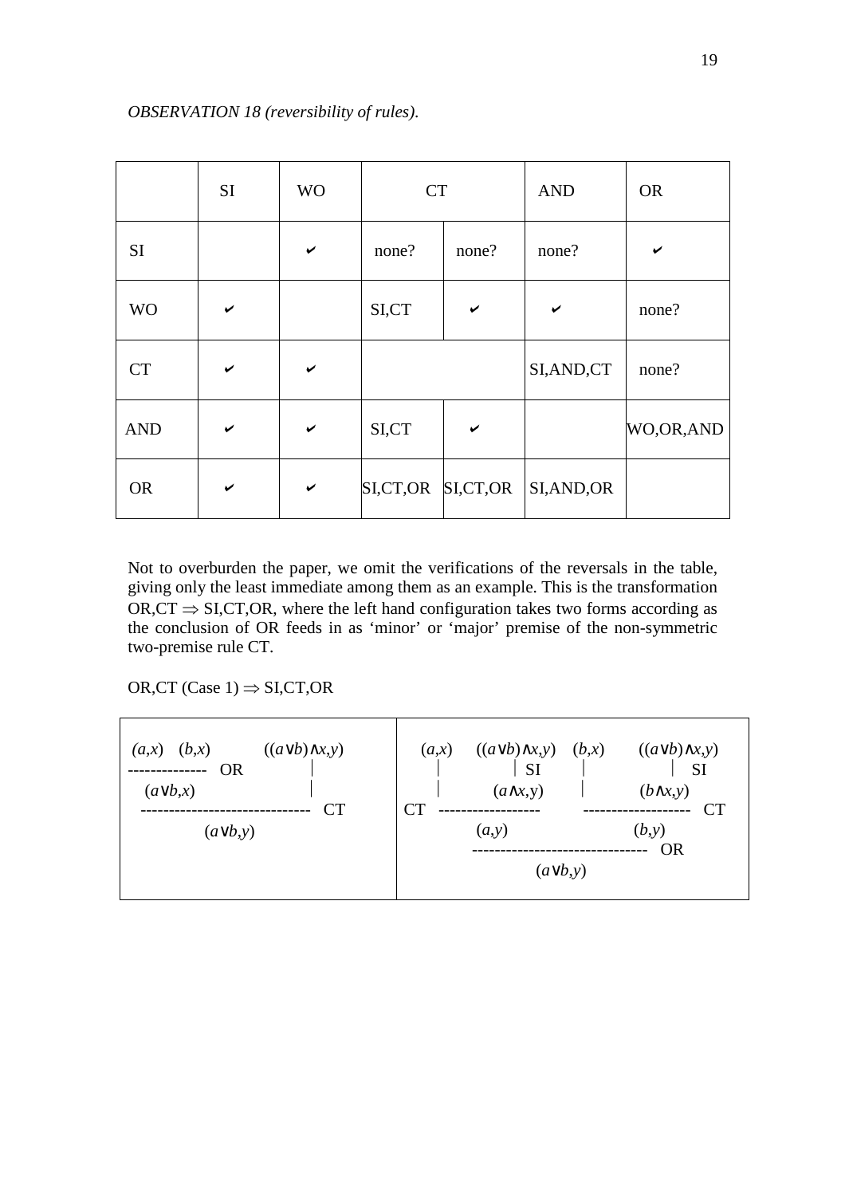*OBSERVATION 18 (reversibility of rules).*

| | SI | WO | CT | | AND | OR |
|---|---|---|---|---|---|---|
| SI | | ✔ | none? | none? | none? | ✔ |
| WO | ✔ | | SI,CT | ✔ | ✔ | none? |
| CT | ✔ | ✔ | | | SI,AND,CT | none? |
| AND | ✔ | ✔ | SI,CT | ✔ | | WO,OR,AND |
| OR | ✔ | ✔ | SI,CT,OR | SI,CT,OR | SI,AND,OR | |

Not to overburden the paper, we omit the verifications of the reversals in the table, giving only the least immediate among them as an example. This is the transformation OR,CT $\Rightarrow$ SI,CT,OR, where the left hand configuration takes two forms according as the conclusion of OR feeds in as 'minor' or 'major' premise of the non-symmetric two-premise rule CT.

OR,CT (Case 1) $\Rightarrow$ SI,CT,OR

```
(a,x)   (b,x)         ((a∨b)∧x,y)
-------------- OR           |
  (a∨b,x)                   |
 ------------------------------ CT
         (a∨b,y)
```

```
   (a,x)    ((a∨b)∧x,y)   (b,x)      ((a∨b)∧x,y)
     |              | SI    |                | SI
     |         (a∧x,y)      |           (b∧x,y)
CT  -----------------        ------------------- CT
             (a,y)                    (b,y)
           ------------------------------- OR
                      (a∨b,y)
```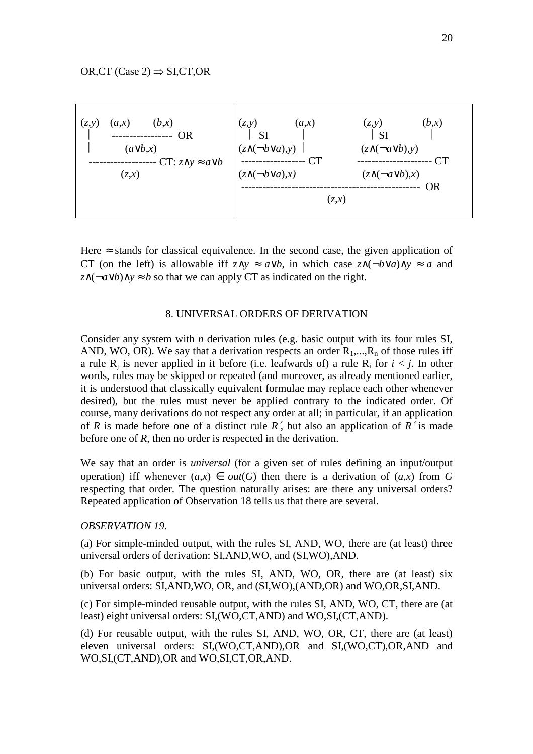OR,CT (Case 2) $\Rightarrow$ SI,CT,OR

```
(z,y)   (a,x)      (b,x)           | (z,y)          (a,x)          (z,y)           (b,x)
  |     ---------------- OR        |   | SI           |              | SI             |
  |         (a∨b,x)                | (z∧(¬b∨a),y)   |            (z∧(¬a∨b),y)       |
------------------ CT: z∧y ≈ a∨b   | ----------------- CT         -------------------- CT
         (z,x)                     | (z∧(¬b∨a),x)                 (z∧(¬a∨b),x)
                                   | ------------------------------------------------ OR
                                   |                     (z,x)
```

Here $\approx$ stands for classical equivalence. In the second case, the given application of CT (on the left) is allowable iff $z\wedge y \approx a\vee b$, in which case $z\wedge(\neg b\vee a)\wedge y \approx a$ and $z\wedge(\neg a\vee b)\wedge y \approx b$ so that we can apply CT as indicated on the right.

## 8. UNIVERSAL ORDERS OF DERIVATION

Consider any system with *n* derivation rules (e.g. basic output with its four rules SI, AND, WO, OR). We say that a derivation respects an order $R_1,...,R_n$ of those rules iff a rule $R_j$ is never applied in it before (i.e. leafwards of) a rule $R_i$ for $i < j$. In other words, rules may be skipped or repeated (and moreover, as already mentioned earlier, it is understood that classically equivalent formulae may replace each other whenever desired), but the rules must never be applied contrary to the indicated order. Of course, many derivations do not respect any order at all; in particular, if an application of *R* is made before one of a distinct rule *R´*, but also an application of *R´* is made before one of *R*, then no order is respected in the derivation.

We say that an order is *universal* (for a given set of rules defining an input/output operation) iff whenever $(a,x) \in out(G)$ then there is a derivation of $(a,x)$ from *G* respecting that order. The question naturally arises: are there any universal orders? Repeated application of Observation 18 tells us that there are several.

*OBSERVATION 19*.

(a) For simple-minded output, with the rules SI, AND, WO, there are (at least) three universal orders of derivation: SI,AND,WO, and (SI,WO),AND.

(b) For basic output, with the rules SI, AND, WO, OR, there are (at least) six universal orders: SI,AND,WO, OR, and (SI,WO),(AND,OR) and WO,OR,SI,AND.

(c) For simple-minded reusable output, with the rules SI, AND, WO, CT, there are (at least) eight universal orders: SI,(WO,CT,AND) and WO,SI,(CT,AND).

(d) For reusable output, with the rules SI, AND, WO, OR, CT, there are (at least) eleven universal orders: SI,(WO,CT,AND),OR and SI,(WO,CT),OR,AND and WO,SI,(CT,AND),OR and WO,SI,CT,OR,AND.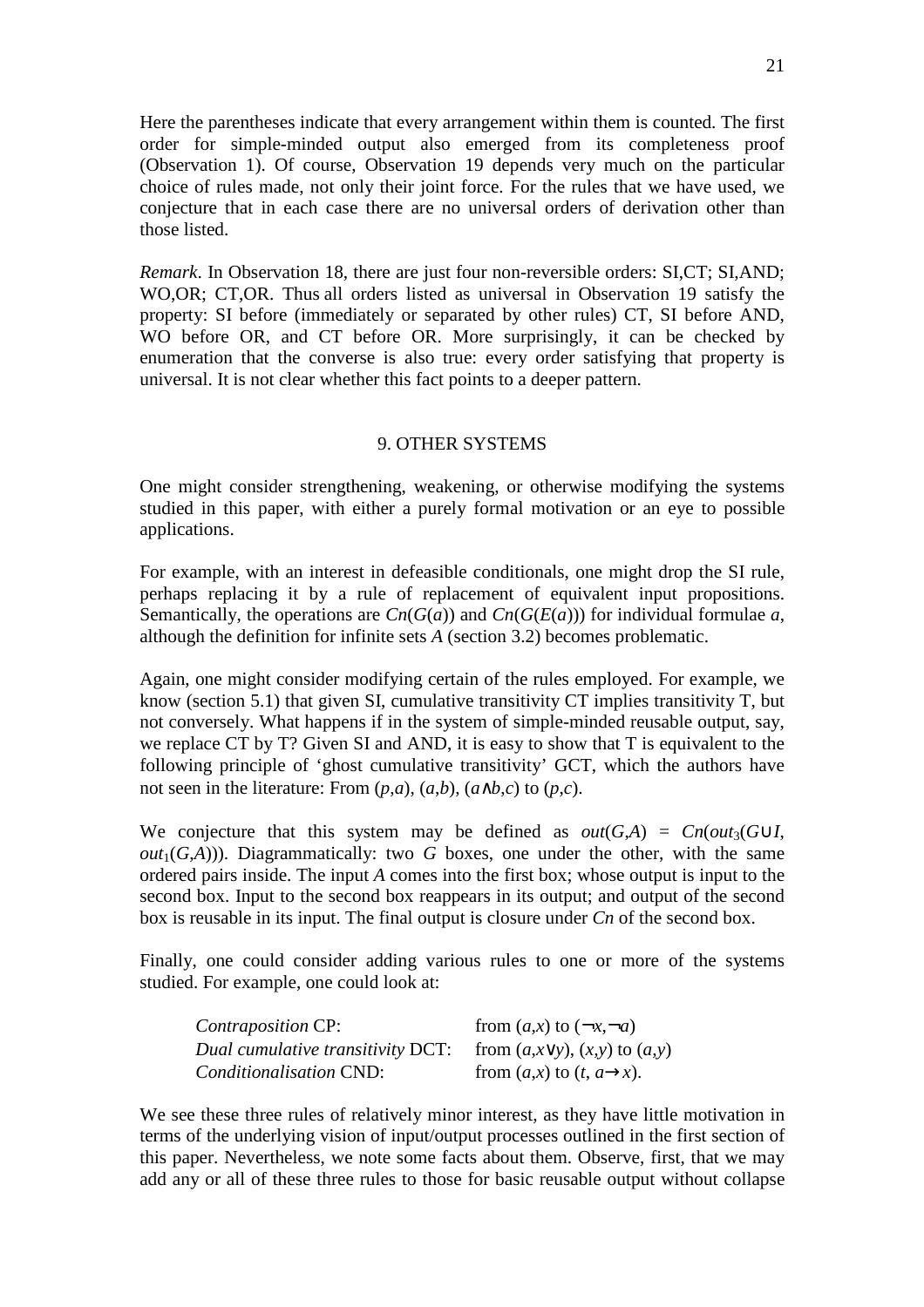Here the parentheses indicate that every arrangement within them is counted. The first order for simple-minded output also emerged from its completeness proof (Observation 1). Of course, Observation 19 depends very much on the particular choice of rules made, not only their joint force. For the rules that we have used, we conjecture that in each case there are no universal orders of derivation other than those listed.

*Remark*. In Observation 18, there are just four non-reversible orders: SI,CT; SI,AND; WO,OR; CT,OR. Thus all orders listed as universal in Observation 19 satisfy the property: SI before (immediately or separated by other rules) CT, SI before AND, WO before OR, and CT before OR. More surprisingly, it can be checked by enumeration that the converse is also true: every order satisfying that property is universal. It is not clear whether this fact points to a deeper pattern.

## 9. OTHER SYSTEMS

One might consider strengthening, weakening, or otherwise modifying the systems studied in this paper, with either a purely formal motivation or an eye to possible applications.

For example, with an interest in defeasible conditionals, one might drop the SI rule, perhaps replacing it by a rule of replacement of equivalent input propositions. Semantically, the operations are $Cn(G(a))$ and $Cn(G(E(a)))$ for individual formulae $a$, although the definition for infinite sets $A$ (section 3.2) becomes problematic.

Again, one might consider modifying certain of the rules employed. For example, we know (section 5.1) that given SI, cumulative transitivity CT implies transitivity T, but not conversely. What happens if in the system of simple-minded reusable output, say, we replace CT by T? Given SI and AND, it is easy to show that T is equivalent to the following principle of 'ghost cumulative transitivity' GCT, which the authors have not seen in the literature: From $(p,a)$, $(a,b)$, $(a\wedge b,c)$ to $(p,c)$.

We conjecture that this system may be defined as $out(G,A) = Cn(out_3(G\cup I, out_1(G,A)))$. Diagrammatically: two $G$ boxes, one under the other, with the same ordered pairs inside. The input $A$ comes into the first box; whose output is input to the second box. Input to the second box reappears in its output; and output of the second box is reusable in its input. The final output is closure under $Cn$ of the second box.

Finally, one could consider adding various rules to one or more of the systems studied. For example, one could look at:

| | |
|---|---|
| *Contraposition* CP: | from $(a,x)$ to $(\neg x,\neg a)$ |
| *Dual cumulative transitivity* DCT: | from $(a,x\vee y)$, $(x,y)$ to $(a,y)$ |
| *Conditionalisation* CND: | from $(a,x)$ to $(t, a\rightarrow x)$. |

We see these three rules of relatively minor interest, as they have little motivation in terms of the underlying vision of input/output processes outlined in the first section of this paper. Nevertheless, we note some facts about them. Observe, first, that we may add any or all of these three rules to those for basic reusable output without collapse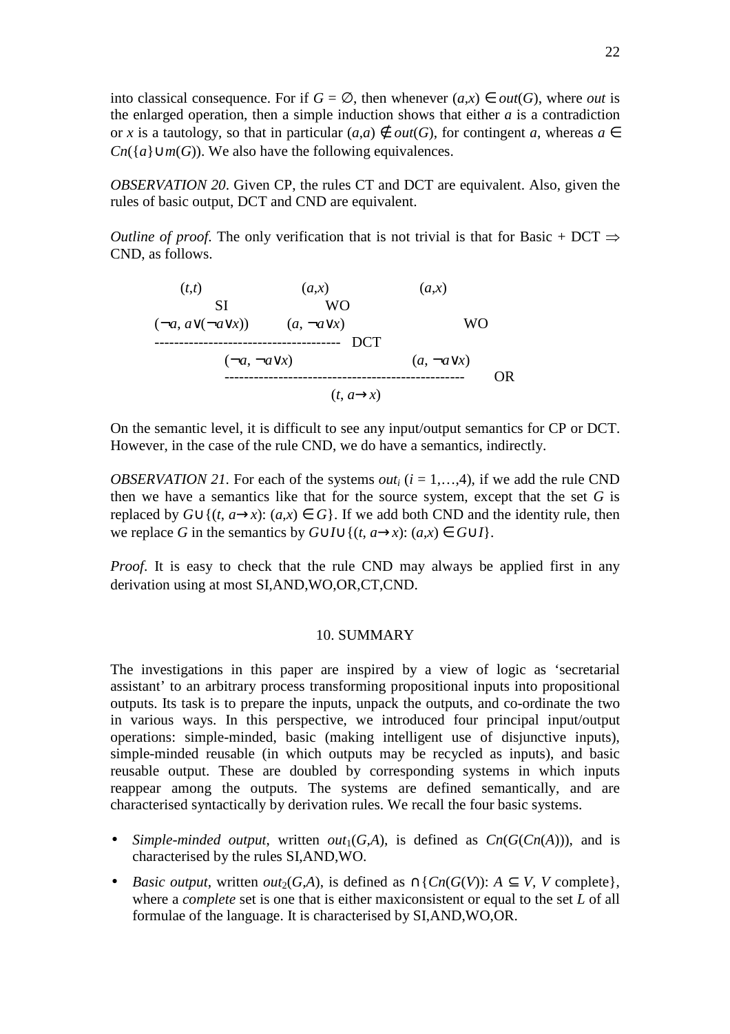into classical consequence. For if $G = \emptyset$, then whenever $(a,x) \in out(G)$, where *out* is the enlarged operation, then a simple induction shows that either $a$ is a contradiction or $x$ is a tautology, so that in particular $(a,a) \notin out(G)$, for contingent $a$, whereas $a \in Cn(\{a\} \cup m(G))$. We also have the following equivalences.

*OBSERVATION 20*. Given CP, the rules CT and DCT are equivalent. Also, given the rules of basic output, DCT and CND are equivalent.

*Outline of proof*. The only verification that is not trivial is that for Basic + DCT $\Rightarrow$ CND, as follows.

$$
\dfrac{\dfrac{\dfrac{(t,t)}{(\neg a,\ a \vee (\neg a \vee x))}\,\text{SI} \qquad \dfrac{(a,x)}{(a,\ \neg a \vee x)}\,\text{WO}}{(\neg a,\ \neg a \vee x)}\,\text{DCT} \qquad \dfrac{(a,x)}{(a,\ \neg a \vee x)}\,\text{WO}}{(t,\ a \rightarrow x)}\,\text{OR}
$$

On the semantic level, it is difficult to see any input/output semantics for CP or DCT. However, in the case of the rule CND, we do have a semantics, indirectly.

*OBSERVATION 21*. For each of the systems $out_i$ ($i = 1,\ldots,4$), if we add the rule CND then we have a semantics like that for the source system, except that the set $G$ is replaced by $G \cup \{(t, a \rightarrow x) : (a,x) \in G\}$. If we add both CND and the identity rule, then we replace $G$ in the semantics by $G \cup I \cup \{(t, a \rightarrow x) : (a,x) \in G \cup I\}$.

*Proof*. It is easy to check that the rule CND may always be applied first in any derivation using at most SI,AND,WO,OR,CT,CND.

## 10. SUMMARY

The investigations in this paper are inspired by a view of logic as 'secretarial assistant' to an arbitrary process transforming propositional inputs into propositional outputs. Its task is to prepare the inputs, unpack the outputs, and co-ordinate the two in various ways. In this perspective, we introduced four principal input/output operations: simple-minded, basic (making intelligent use of disjunctive inputs), simple-minded reusable (in which outputs may be recycled as inputs), and basic reusable output. These are doubled by corresponding systems in which inputs reappear among the outputs. The systems are defined semantically, and are characterised syntactically by derivation rules. We recall the four basic systems.

- *Simple-minded output*, written $out_1(G,A)$, is defined as $Cn(G(Cn(A)))$, and is characterised by the rules SI,AND,WO.
- *Basic output*, written $out_2(G,A)$, is defined as $\cap\{Cn(G(V)) : A \subseteq V,\ V \text{ complete}\}$, where a *complete* set is one that is either maxiconsistent or equal to the set $L$ of all formulae of the language. It is characterised by SI,AND,WO,OR.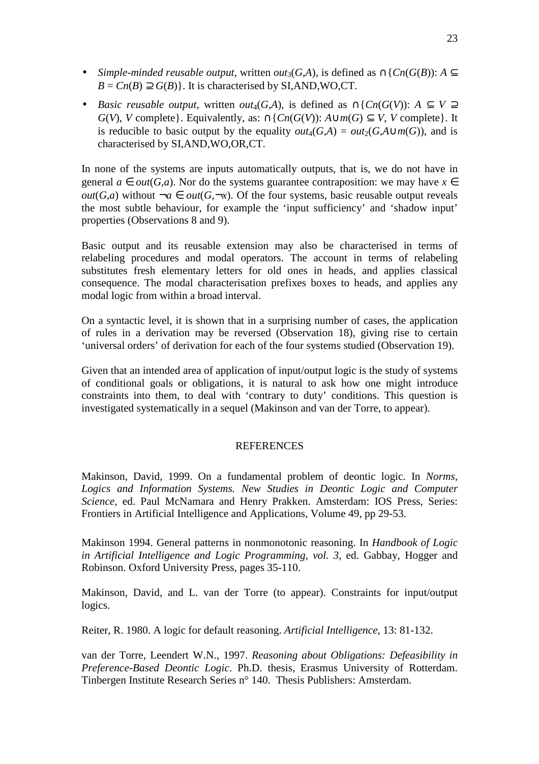- *Simple-minded reusable output*, written $out_3(G,A)$, is defined as $\cap\{Cn(G(B)): A \subseteq B = Cn(B) \supseteq G(B)\}$. It is characterised by SI,AND,WO,CT.
- *Basic reusable output*, written $out_4(G,A)$, is defined as $\cap\{Cn(G(V)): A \subseteq V \supseteq G(V)$, $V$ complete$\}$. Equivalently, as: $\cap\{Cn(G(V)): A\cup m(G) \subseteq V$, $V$ complete$\}$. It is reducible to basic output by the equality $out_4(G,A) = out_2(G,A\cup m(G))$, and is characterised by SI,AND,WO,OR,CT.

In none of the systems are inputs automatically outputs, that is, we do not have in general $a \in out(G,a)$. Nor do the systems guarantee contraposition: we may have $x \in out(G,a)$ without $\neg a \in out(G,\neg x)$. Of the four systems, basic reusable output reveals the most subtle behaviour, for example the 'input sufficiency' and 'shadow input' properties (Observations 8 and 9).

Basic output and its reusable extension may also be characterised in terms of relabeling procedures and modal operators. The account in terms of relabeling substitutes fresh elementary letters for old ones in heads, and applies classical consequence. The modal characterisation prefixes boxes to heads, and applies any modal logic from within a broad interval.

On a syntactic level, it is shown that in a surprising number of cases, the application of rules in a derivation may be reversed (Observation 18), giving rise to certain 'universal orders' of derivation for each of the four systems studied (Observation 19).

Given that an intended area of application of input/output logic is the study of systems of conditional goals or obligations, it is natural to ask how one might introduce constraints into them, to deal with 'contrary to duty' conditions. This question is investigated systematically in a sequel (Makinson and van der Torre, to appear).

## REFERENCES

Makinson, David, 1999. On a fundamental problem of deontic logic. In *Norms, Logics and Information Systems. New Studies in Deontic Logic and Computer Science*, ed. Paul McNamara and Henry Prakken. Amsterdam: IOS Press, Series: Frontiers in Artificial Intelligence and Applications, Volume 49, pp 29-53.

Makinson 1994. General patterns in nonmonotonic reasoning. In *Handbook of Logic in Artificial Intelligence and Logic Programming, vol. 3*, ed. Gabbay, Hogger and Robinson. Oxford University Press, pages 35-110.

Makinson, David, and L. van der Torre (to appear). Constraints for input/output logics.

Reiter, R. 1980. A logic for default reasoning. *Artificial Intelligence*, 13: 81-132.

van der Torre, Leendert W.N., 1997. *Reasoning about Obligations: Defeasibility in Preference-Based Deontic Logic*. Ph.D. thesis, Erasmus University of Rotterdam. Tinbergen Institute Research Series n° 140. Thesis Publishers: Amsterdam.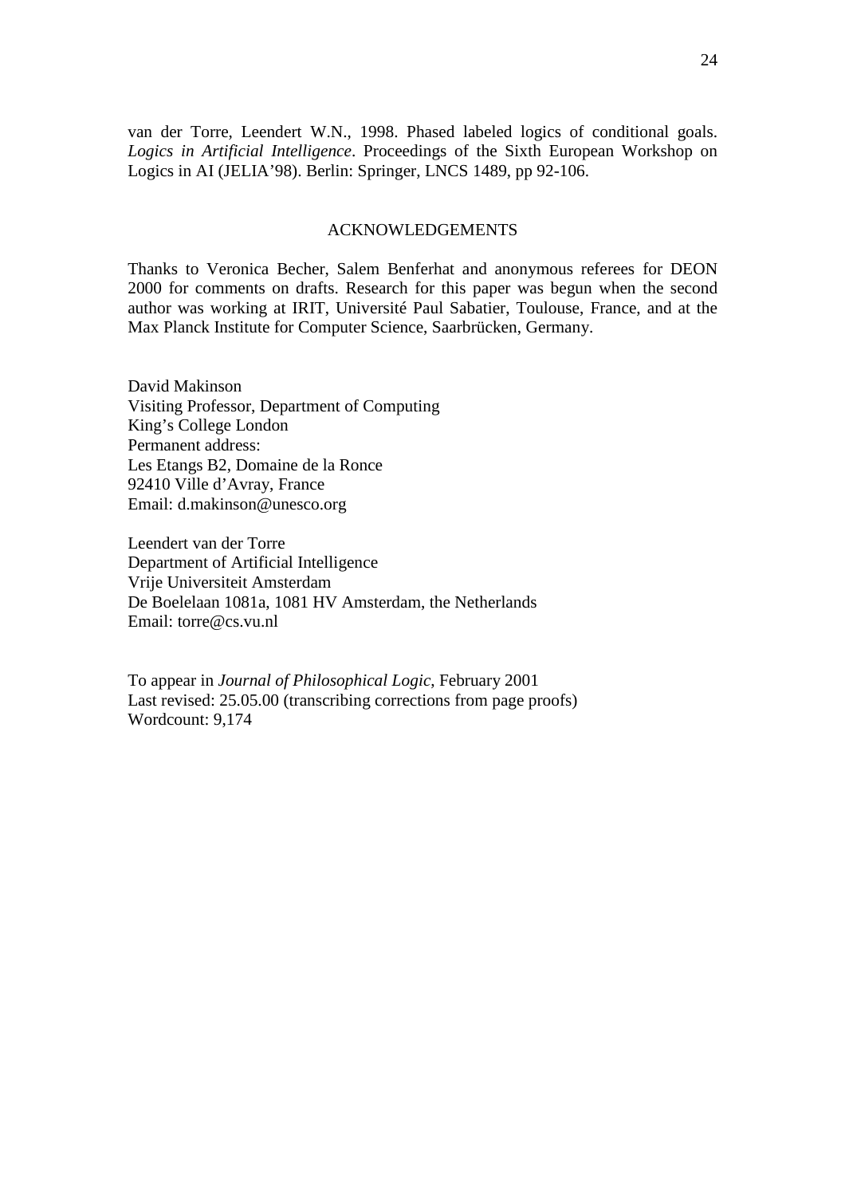van der Torre, Leendert W.N., 1998. Phased labeled logics of conditional goals. *Logics in Artificial Intelligence*. Proceedings of the Sixth European Workshop on Logics in AI (JELIA'98). Berlin: Springer, LNCS 1489, pp 92-106.

## ACKNOWLEDGEMENTS

Thanks to Veronica Becher, Salem Benferhat and anonymous referees for DEON 2000 for comments on drafts. Research for this paper was begun when the second author was working at IRIT, Université Paul Sabatier, Toulouse, France, and at the Max Planck Institute for Computer Science, Saarbrücken, Germany.

David Makinson
Visiting Professor, Department of Computing
King's College London
Permanent address:
Les Etangs B2, Domaine de la Ronce
92410 Ville d'Avray, France
Email: d.makinson@unesco.org

Leendert van der Torre
Department of Artificial Intelligence
Vrije Universiteit Amsterdam
De Boelelaan 1081a, 1081 HV Amsterdam, the Netherlands
Email: torre@cs.vu.nl

To appear in *Journal of Philosophical Logic*, February 2001
Last revised: 25.05.00 (transcribing corrections from page proofs)
Wordcount: 9,174